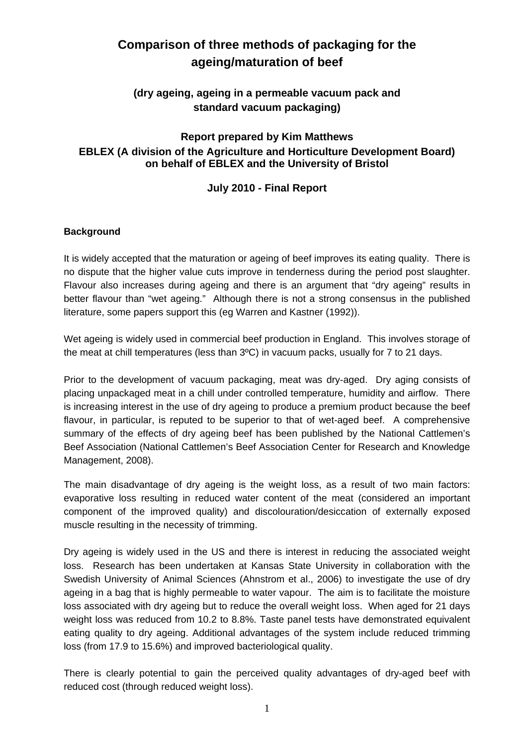# Comparison of three methods of packaging for the ageing/maturation of beef

## (dry ageing, ageing in a permeable vacuum pack and standard vacuum packaging)

### Report prepared by Kim Matthews

**EBLEX (A division of the Agriculture and Horticulture Development Board) on behalf of EBLEX and the University of Bristol**

**July 2010 - Final Report**

**Background**

It is widely accepted that the maturation or ageing of beef improves its eating quality. There is no dispute that the higher value cuts improve in tenderness during the period post slaughter. Flavour also increases during ageing and there is an argument that "dry ageing" results in better flavour than "wet ageing." Although there is not a strong consensus in the published literature, some papers support this (eg Warren and Kastner (1992)).

Wet ageing is widely used in commercial beef production in England. This involves storage of the meat at chill temperatures (less than 3ºC) in vacuum packs, usually for 7 to 21 days.

Prior to the development of vacuum packaging, meat was dry-aged. Dry aging consists of placing unpackaged meat in a chill under controlled temperature, humidity and airflow. There is increasing interest in the use of dry ageing to produce a premium product because the beef flavour, in particular, is reputed to be superior to that of wet-aged beef. A comprehensive summary of the effects of dry ageing beef has been published by the National Cattlemen's Beef Association (National Cattlemen's Beef Association Center for Research and Knowledge Management, 2008).

The main disadvantage of dry ageing is the weight loss, as a result of two main factors: evaporative loss resulting in reduced water content of the meat (considered an important component of the improved quality) and discolouration/desiccation of externally exposed muscle resulting in the necessity of trimming.

Dry ageing is widely used in the US and there is interest in reducing the associated weight loss. Research has been undertaken at Kansas State University in collaboration with the Swedish University of Animal Sciences (Ahnstrom et al., 2006) to investigate the use of dry ageing in a bag that is highly permeable to water vapour. The aim is to facilitate the moisture loss associated with dry ageing but to reduce the overall weight loss. When aged for 21 days weight loss was reduced from 10.2 to 8.8%. Taste panel tests have demonstrated equivalent eating quality to dry ageing. Additional advantages of the system include reduced trimming loss (from 17.9 to 15.6%) and improved bacteriological quality.

There is clearly potential to gain the perceived quality advantages of dry-aged beef with reduced cost (through reduced weight loss).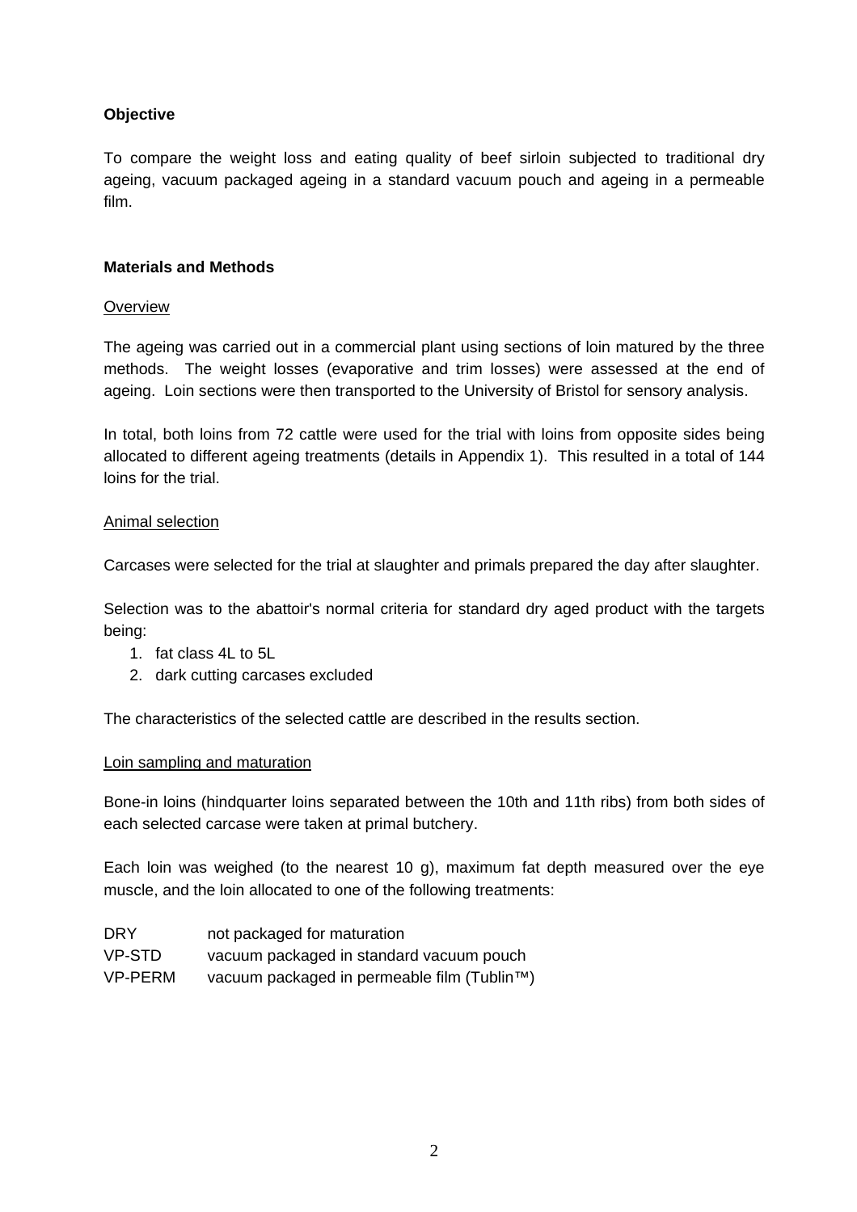**Objective**

To compare the weight loss and eating quality of beef sirloin subjected to traditional dry ageing, vacuum packaged ageing in a standard vacuum pouch and ageing in a permeable film.

**Materials and Methods**

Overview

The ageing was carried out in a commercial plant using sections of loin matured by the three methods. The weight losses (evaporative and trim losses) were assessed at the end of ageing. Loin sections were then transported to the University of Bristol for sensory analysis.

In total, both loins from 72 cattle were used for the trial with loins from opposite sides being allocated to different ageing treatments (details in Appendix 1). This resulted in a total of 144 loins for the trial.

Animal selection

Carcases were selected for the trial at slaughter and primals prepared the day after slaughter.

Selection was to the abattoir's normal criteria for standard dry aged product with the targets being:

1. fat class 4L to 5L
2. dark cutting carcases excluded

The characteristics of the selected cattle are described in the results section.

Loin sampling and maturation

Bone-in loins (hindquarter loins separated between the 10th and 11th ribs) from both sides of each selected carcase were taken at primal butchery.

Each loin was weighed (to the nearest 10 g), maximum fat depth measured over the eye muscle, and the loin allocated to one of the following treatments:

| | |
|---|---|
| DRY | not packaged for maturation |
| VP-STD | vacuum packaged in standard vacuum pouch |
| VP-PERM | vacuum packaged in permeable film (Tublin™) |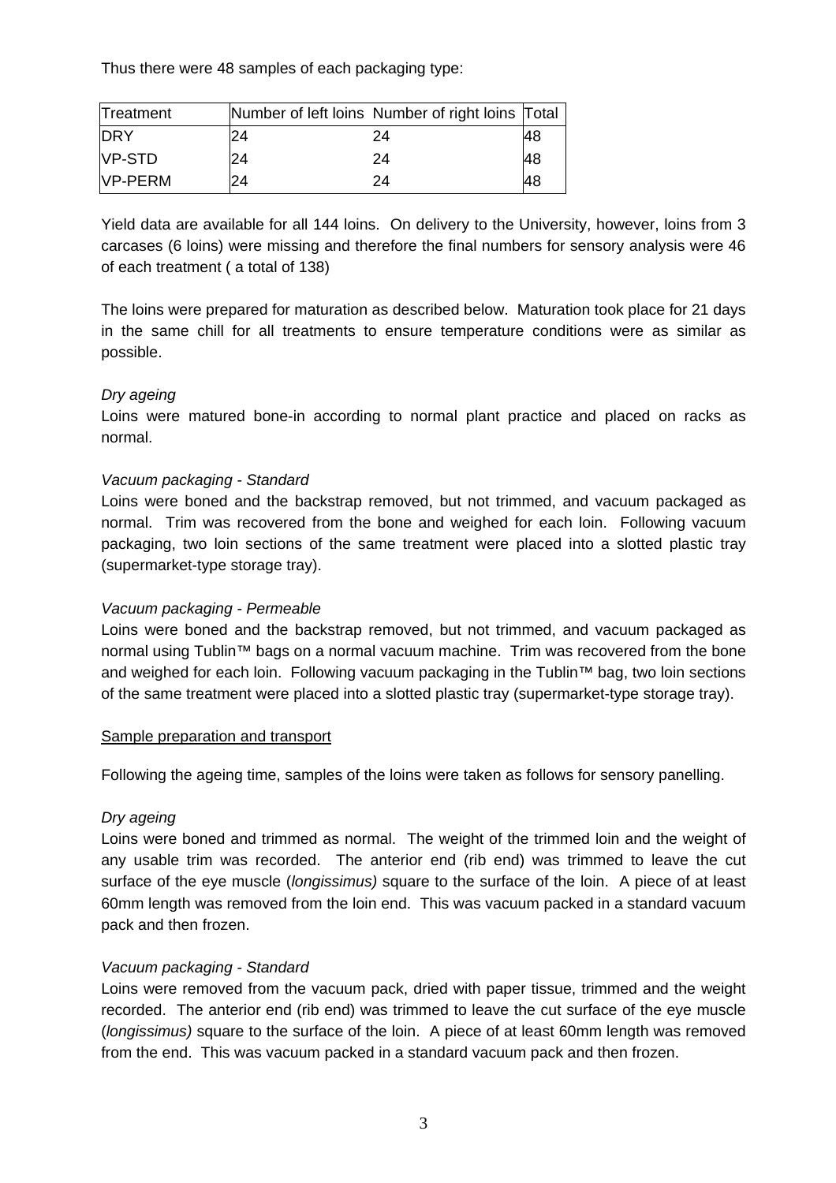Thus there were 48 samples of each packaging type:

| Treatment | Number of left loins | Number of right loins | Total |
|---|---|---|---|
| DRY | 24 | 24 | 48 |
| VP-STD | 24 | 24 | 48 |
| VP-PERM | 24 | 24 | 48 |

Yield data are available for all 144 loins. On delivery to the University, however, loins from 3 carcases (6 loins) were missing and therefore the final numbers for sensory analysis were 46 of each treatment ( a total of 138)

The loins were prepared for maturation as described below. Maturation took place for 21 days in the same chill for all treatments to ensure temperature conditions were as similar as possible.

*Dry ageing*

Loins were matured bone-in according to normal plant practice and placed on racks as normal.

*Vacuum packaging - Standard*

Loins were boned and the backstrap removed, but not trimmed, and vacuum packaged as normal. Trim was recovered from the bone and weighed for each loin. Following vacuum packaging, two loin sections of the same treatment were placed into a slotted plastic tray (supermarket-type storage tray).

*Vacuum packaging - Permeable*

Loins were boned and the backstrap removed, but not trimmed, and vacuum packaged as normal using Tublin™ bags on a normal vacuum machine. Trim was recovered from the bone and weighed for each loin. Following vacuum packaging in the Tublin™ bag, two loin sections of the same treatment were placed into a slotted plastic tray (supermarket-type storage tray).

Sample preparation and transport

Following the ageing time, samples of the loins were taken as follows for sensory panelling.

*Dry ageing*

Loins were boned and trimmed as normal. The weight of the trimmed loin and the weight of any usable trim was recorded. The anterior end (rib end) was trimmed to leave the cut surface of the eye muscle (*longissimus)* square to the surface of the loin. A piece of at least 60mm length was removed from the loin end. This was vacuum packed in a standard vacuum pack and then frozen.

*Vacuum packaging - Standard*

Loins were removed from the vacuum pack, dried with paper tissue, trimmed and the weight recorded. The anterior end (rib end) was trimmed to leave the cut surface of the eye muscle (*longissimus)* square to the surface of the loin. A piece of at least 60mm length was removed from the end. This was vacuum packed in a standard vacuum pack and then frozen.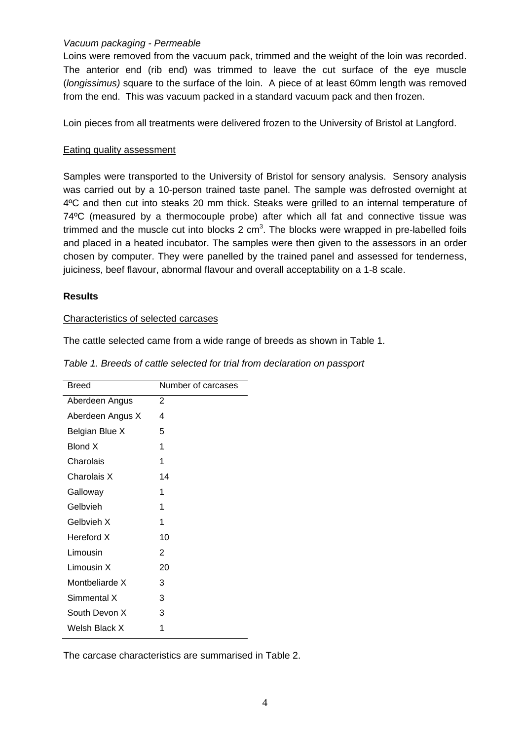*Vacuum packaging - Permeable*

Loins were removed from the vacuum pack, trimmed and the weight of the loin was recorded. The anterior end (rib end) was trimmed to leave the cut surface of the eye muscle (*longissimus)* square to the surface of the loin. A piece of at least 60mm length was removed from the end. This was vacuum packed in a standard vacuum pack and then frozen.

Loin pieces from all treatments were delivered frozen to the University of Bristol at Langford.

<u>Eating quality assessment</u>

Samples were transported to the University of Bristol for sensory analysis. Sensory analysis was carried out by a 10-person trained taste panel. The sample was defrosted overnight at 4ºC and then cut into steaks 20 mm thick. Steaks were grilled to an internal temperature of 74ºC (measured by a thermocouple probe) after which all fat and connective tissue was trimmed and the muscle cut into blocks 2 $cm^3$. The blocks were wrapped in pre-labelled foils and placed in a heated incubator. The samples were then given to the assessors in an order chosen by computer. They were panelled by the trained panel and assessed for tenderness, juiciness, beef flavour, abnormal flavour and overall acceptability on a 1-8 scale.

**Results**

<u>Characteristics of selected carcases</u>

The cattle selected came from a wide range of breeds as shown in Table 1.

*Table 1. Breeds of cattle selected for trial from declaration on passport*

| Breed | Number of carcases |
|---|---|
| Aberdeen Angus | 2 |
| Aberdeen Angus X | 4 |
| Belgian Blue X | 5 |
| Blond X | 1 |
| Charolais | 1 |
| Charolais X | 14 |
| Galloway | 1 |
| Gelbvieh | 1 |
| Gelbvieh X | 1 |
| Hereford X | 10 |
| Limousin | 2 |
| Limousin X | 20 |
| Montbeliarde X | 3 |
| Simmental X | 3 |
| South Devon X | 3 |
| Welsh Black X | 1 |

The carcase characteristics are summarised in Table 2.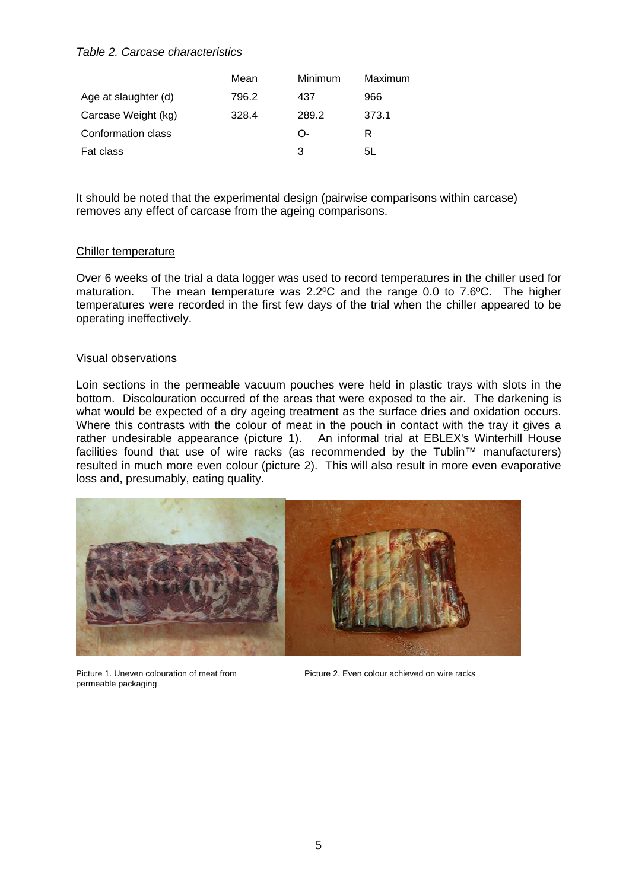*Table 2. Carcase characteristics*

| | Mean | Minimum | Maximum |
|---|---|---|---|
| Age at slaughter (d) | 796.2 | 437 | 966 |
| Carcase Weight (kg) | 328.4 | 289.2 | 373.1 |
| Conformation class | | O- | R |
| Fat class | | 3 | 5L |

It should be noted that the experimental design (pairwise comparisons within carcase) removes any effect of carcase from the ageing comparisons.

## Chiller temperature

Over 6 weeks of the trial a data logger was used to record temperatures in the chiller used for maturation. The mean temperature was 2.2ºC and the range 0.0 to 7.6ºC. The higher temperatures were recorded in the first few days of the trial when the chiller appeared to be operating ineffectively.

## Visual observations

Loin sections in the permeable vacuum pouches were held in plastic trays with slots in the bottom. Discolouration occurred of the areas that were exposed to the air. The darkening is what would be expected of a dry ageing treatment as the surface dries and oxidation occurs. Where this contrasts with the colour of meat in the pouch in contact with the tray it gives a rather undesirable appearance (picture 1). An informal trial at EBLEX's Winterhill House facilities found that use of wire racks (as recommended by the Tublin™ manufacturers) resulted in much more even colour (picture 2). This will also result in more even evaporative loss and, presumably, eating quality.

Picture 1. Uneven colouration of meat from permeable packaging

Picture 2. Even colour achieved on wire racks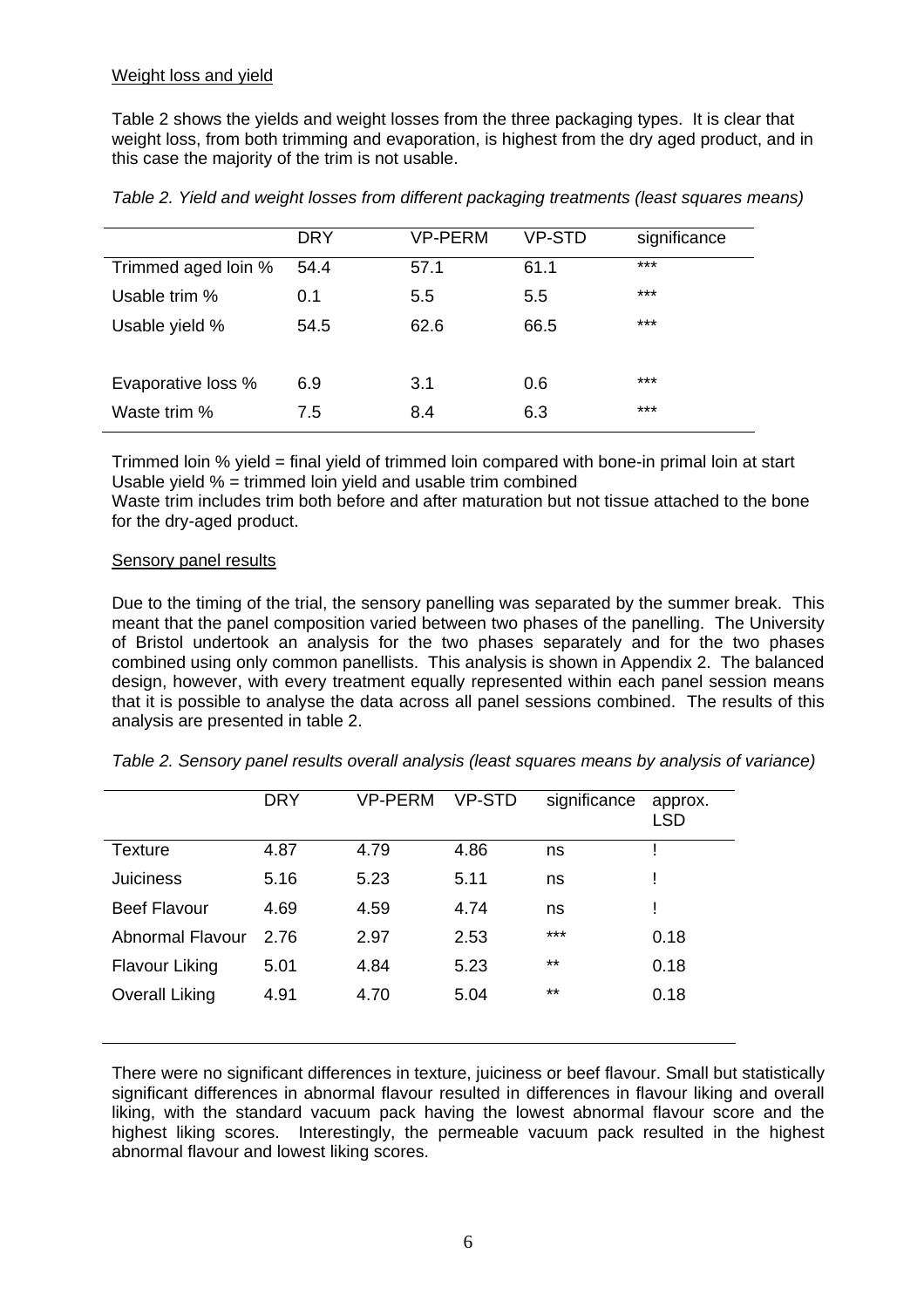Weight loss and yield

Table 2 shows the yields and weight losses from the three packaging types. It is clear that weight loss, from both trimming and evaporation, is highest from the dry aged product, and in this case the majority of the trim is not usable.

*Table 2. Yield and weight losses from different packaging treatments (least squares means)*

| | DRY | VP-PERM | VP-STD | significance |
|---|---|---|---|---|
| Trimmed aged loin % | 54.4 | 57.1 | 61.1 | *** |
| Usable trim % | 0.1 | 5.5 | 5.5 | *** |
| Usable yield % | 54.5 | 62.6 | 66.5 | *** |
| Evaporative loss % | 6.9 | 3.1 | 0.6 | *** |
| Waste trim % | 7.5 | 8.4 | 6.3 | *** |

Trimmed loin % yield = final yield of trimmed loin compared with bone-in primal loin at start
Usable yield % = trimmed loin yield and usable trim combined
Waste trim includes trim both before and after maturation but not tissue attached to the bone for the dry-aged product.

Sensory panel results

Due to the timing of the trial, the sensory panelling was separated by the summer break. This meant that the panel composition varied between two phases of the panelling. The University of Bristol undertook an analysis for the two phases separately and for the two phases combined using only common panellists. This analysis is shown in Appendix 2. The balanced design, however, with every treatment equally represented within each panel session means that it is possible to analyse the data across all panel sessions combined. The results of this analysis are presented in table 2.

*Table 2. Sensory panel results overall analysis (least squares means by analysis of variance)*

| | DRY | VP-PERM | VP-STD | significance | approx. LSD |
|---|---|---|---|---|---|
| Texture | 4.87 | 4.79 | 4.86 | ns | ! |
| Juiciness | 5.16 | 5.23 | 5.11 | ns | ! |
| Beef Flavour | 4.69 | 4.59 | 4.74 | ns | ! |
| Abnormal Flavour | 2.76 | 2.97 | 2.53 | *** | 0.18 |
| Flavour Liking | 5.01 | 4.84 | 5.23 | ** | 0.18 |
| Overall Liking | 4.91 | 4.70 | 5.04 | ** | 0.18 |

There were no significant differences in texture, juiciness or beef flavour. Small but statistically significant differences in abnormal flavour resulted in differences in flavour liking and overall liking, with the standard vacuum pack having the lowest abnormal flavour score and the highest liking scores. Interestingly, the permeable vacuum pack resulted in the highest abnormal flavour and lowest liking scores.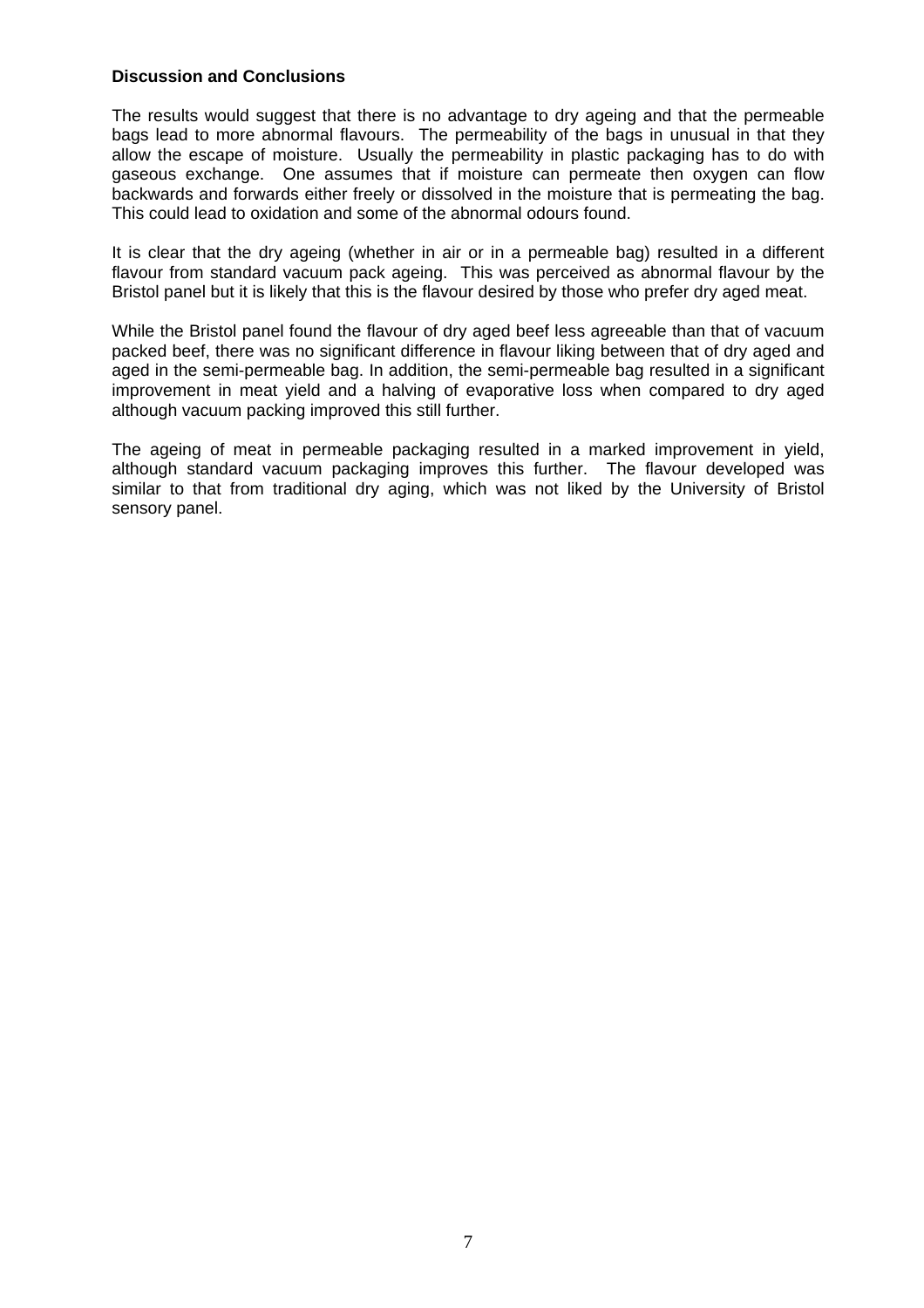**Discussion and Conclusions**

The results would suggest that there is no advantage to dry ageing and that the permeable bags lead to more abnormal flavours. The permeability of the bags in unusual in that they allow the escape of moisture. Usually the permeability in plastic packaging has to do with gaseous exchange. One assumes that if moisture can permeate then oxygen can flow backwards and forwards either freely or dissolved in the moisture that is permeating the bag. This could lead to oxidation and some of the abnormal odours found.

It is clear that the dry ageing (whether in air or in a permeable bag) resulted in a different flavour from standard vacuum pack ageing. This was perceived as abnormal flavour by the Bristol panel but it is likely that this is the flavour desired by those who prefer dry aged meat.

While the Bristol panel found the flavour of dry aged beef less agreeable than that of vacuum packed beef, there was no significant difference in flavour liking between that of dry aged and aged in the semi-permeable bag. In addition, the semi-permeable bag resulted in a significant improvement in meat yield and a halving of evaporative loss when compared to dry aged although vacuum packing improved this still further.

The ageing of meat in permeable packaging resulted in a marked improvement in yield, although standard vacuum packaging improves this further. The flavour developed was similar to that from traditional dry aging, which was not liked by the University of Bristol sensory panel.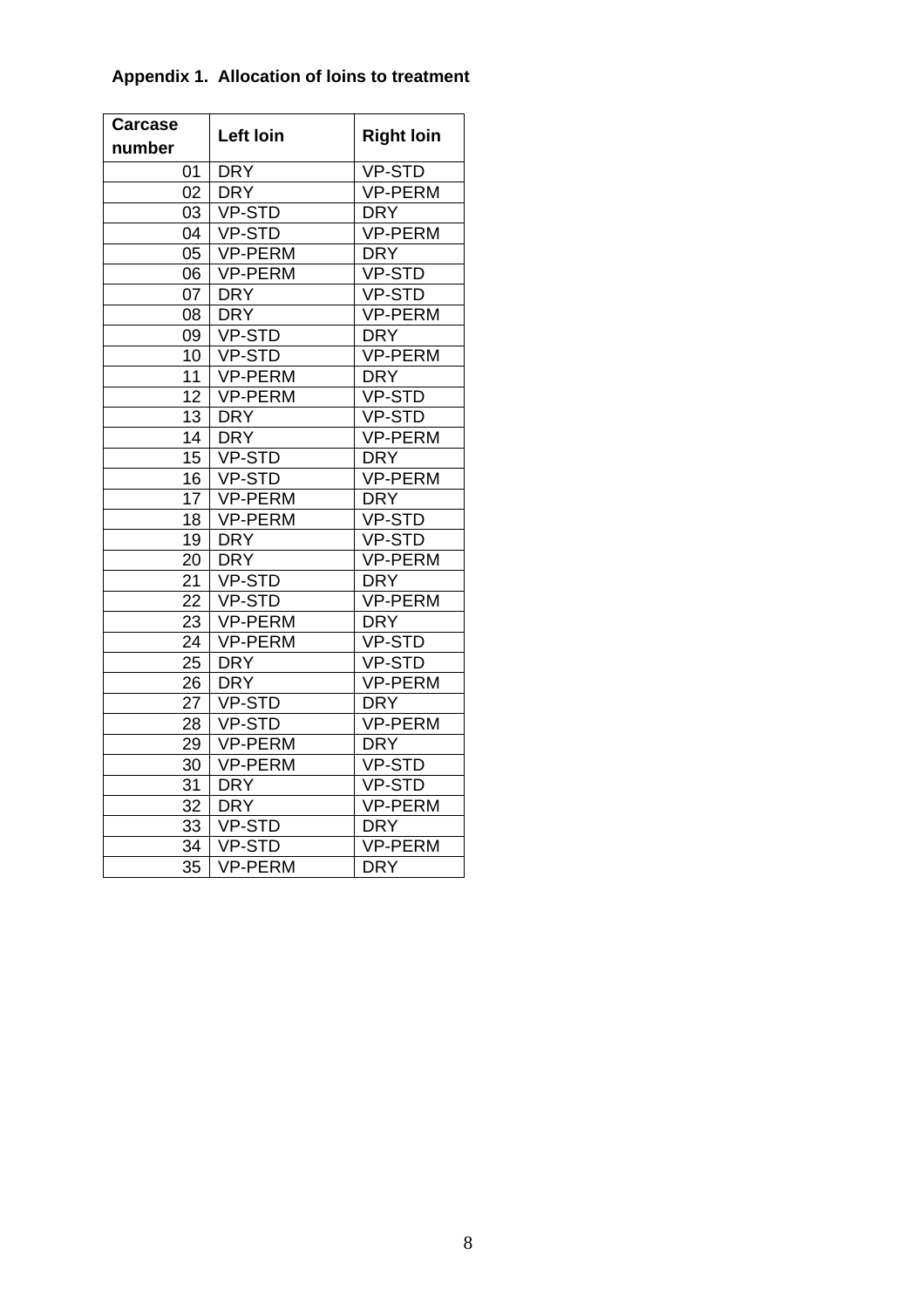**Appendix 1. Allocation of loins to treatment**

| Carcase number | Left loin | Right loin |
|---|---|---|
| 01 | DRY | VP-STD |
| 02 | DRY | VP-PERM |
| 03 | VP-STD | DRY |
| 04 | VP-STD | VP-PERM |
| 05 | VP-PERM | DRY |
| 06 | VP-PERM | VP-STD |
| 07 | DRY | VP-STD |
| 08 | DRY | VP-PERM |
| 09 | VP-STD | DRY |
| 10 | VP-STD | VP-PERM |
| 11 | VP-PERM | DRY |
| 12 | VP-PERM | VP-STD |
| 13 | DRY | VP-STD |
| 14 | DRY | VP-PERM |
| 15 | VP-STD | DRY |
| 16 | VP-STD | VP-PERM |
| 17 | VP-PERM | DRY |
| 18 | VP-PERM | VP-STD |
| 19 | DRY | VP-STD |
| 20 | DRY | VP-PERM |
| 21 | VP-STD | DRY |
| 22 | VP-STD | VP-PERM |
| 23 | VP-PERM | DRY |
| 24 | VP-PERM | VP-STD |
| 25 | DRY | VP-STD |
| 26 | DRY | VP-PERM |
| 27 | VP-STD | DRY |
| 28 | VP-STD | VP-PERM |
| 29 | VP-PERM | DRY |
| 30 | VP-PERM | VP-STD |
| 31 | DRY | VP-STD |
| 32 | DRY | VP-PERM |
| 33 | VP-STD | DRY |
| 34 | VP-STD | VP-PERM |
| 35 | VP-PERM | DRY |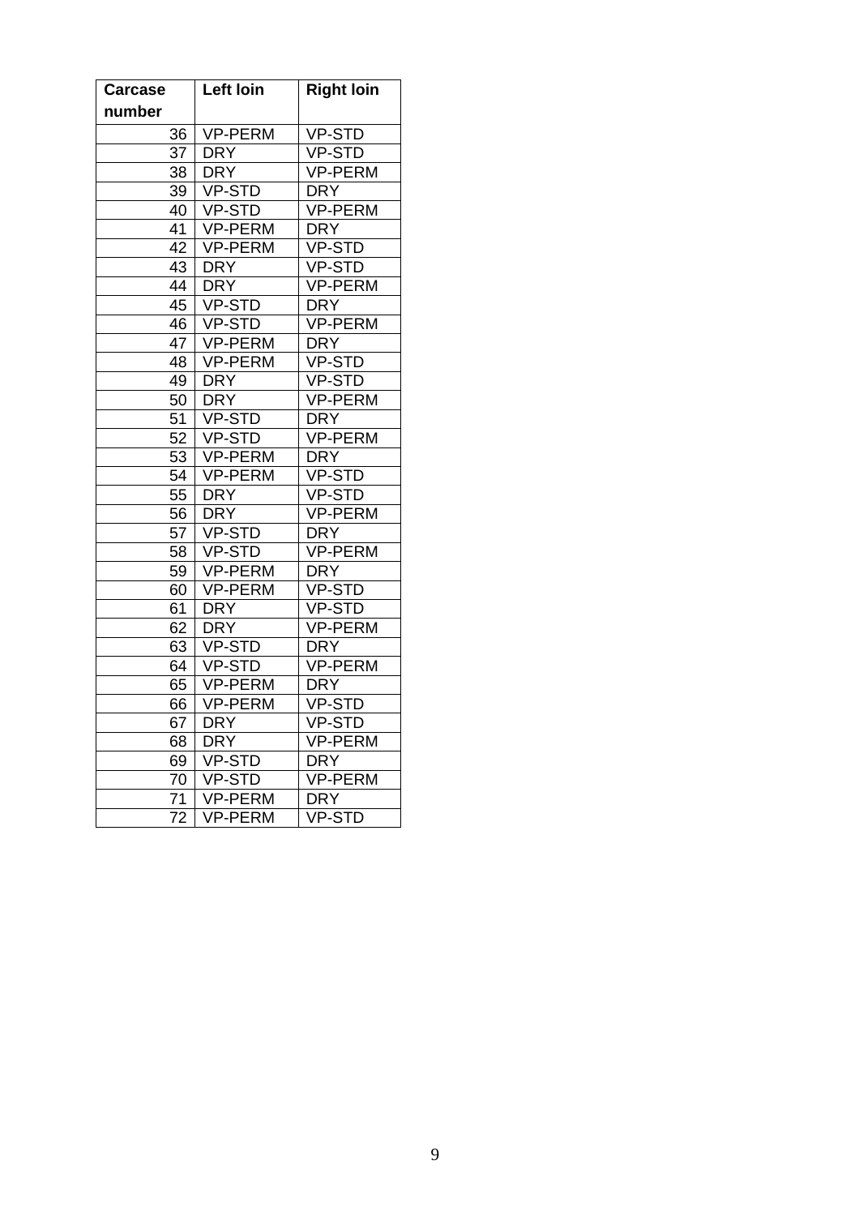| Carcase number | Left loin | Right loin |
|---|---|---|
| 36 | VP-PERM | VP-STD |
| 37 | DRY | VP-STD |
| 38 | DRY | VP-PERM |
| 39 | VP-STD | DRY |
| 40 | VP-STD | VP-PERM |
| 41 | VP-PERM | DRY |
| 42 | VP-PERM | VP-STD |
| 43 | DRY | VP-STD |
| 44 | DRY | VP-PERM |
| 45 | VP-STD | DRY |
| 46 | VP-STD | VP-PERM |
| 47 | VP-PERM | DRY |
| 48 | VP-PERM | VP-STD |
| 49 | DRY | VP-STD |
| 50 | DRY | VP-PERM |
| 51 | VP-STD | DRY |
| 52 | VP-STD | VP-PERM |
| 53 | VP-PERM | DRY |
| 54 | VP-PERM | VP-STD |
| 55 | DRY | VP-STD |
| 56 | DRY | VP-PERM |
| 57 | VP-STD | DRY |
| 58 | VP-STD | VP-PERM |
| 59 | VP-PERM | DRY |
| 60 | VP-PERM | VP-STD |
| 61 | DRY | VP-STD |
| 62 | DRY | VP-PERM |
| 63 | VP-STD | DRY |
| 64 | VP-STD | VP-PERM |
| 65 | VP-PERM | DRY |
| 66 | VP-PERM | VP-STD |
| 67 | DRY | VP-STD |
| 68 | DRY | VP-PERM |
| 69 | VP-STD | DRY |
| 70 | VP-STD | VP-PERM |
| 71 | VP-PERM | DRY |
| 72 | VP-PERM | VP-STD |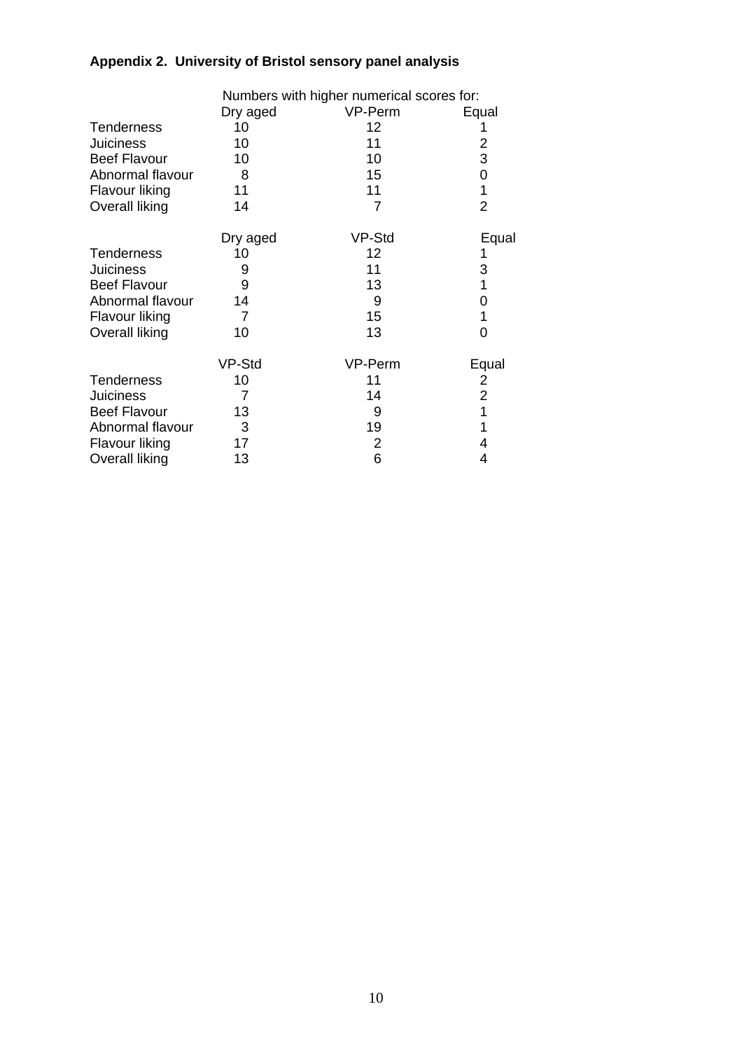**Appendix 2. University of Bristol sensory panel analysis**

Numbers with higher numerical scores for:

| | Dry aged | VP-Perm | Equal |
|---|---|---|---|
| Tenderness | 10 | 12 | 1 |
| Juiciness | 10 | 11 | 2 |
| Beef Flavour | 10 | 10 | 3 |
| Abnormal flavour | 8 | 15 | 0 |
| Flavour liking | 11 | 11 | 1 |
| Overall liking | 14 | 7 | 2 |

| | Dry aged | VP-Std | Equal |
|---|---|---|---|
| Tenderness | 10 | 12 | 1 |
| Juiciness | 9 | 11 | 3 |
| Beef Flavour | 9 | 13 | 1 |
| Abnormal flavour | 14 | 9 | 0 |
| Flavour liking | 7 | 15 | 1 |
| Overall liking | 10 | 13 | 0 |

| | VP-Std | VP-Perm | Equal |
|---|---|---|---|
| Tenderness | 10 | 11 | 2 |
| Juiciness | 7 | 14 | 2 |
| Beef Flavour | 13 | 9 | 1 |
| Abnormal flavour | 3 | 19 | 1 |
| Flavour liking | 17 | 2 | 4 |
| Overall liking | 13 | 6 | 4 |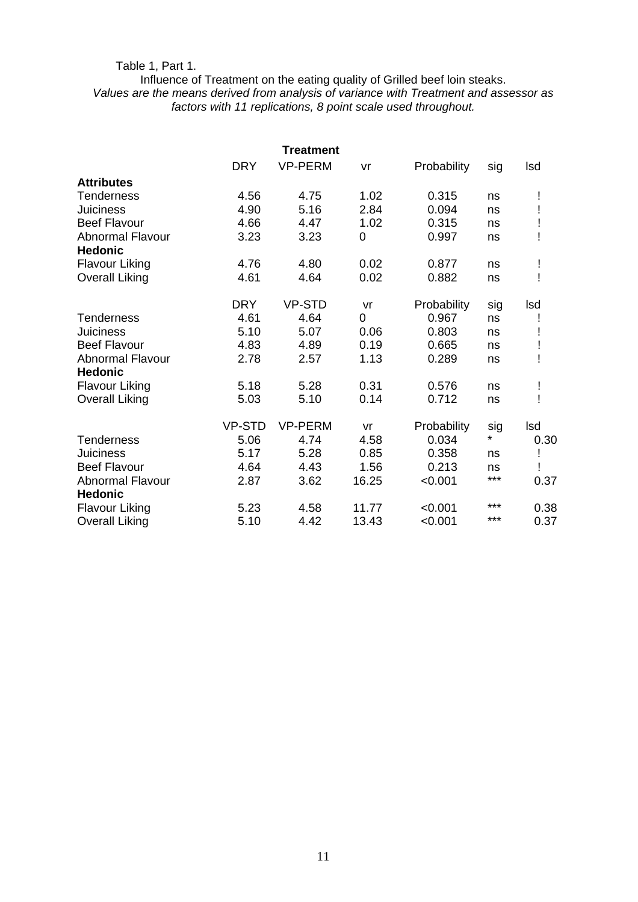Table 1, Part 1.

Influence of Treatment on the eating quality of Grilled beef loin steaks.

*Values are the means derived from analysis of variance with Treatment and assessor as factors with 11 replications, 8 point scale used throughout.*

| | Treatment | | | | | |
|---|---|---|---|---|---|---|
| | DRY | VP-PERM | vr | Probability | sig | lsd |
| **Attributes** | | | | | | |
| Tenderness | 4.56 | 4.75 | 1.02 | 0.315 | ns | ! |
| Juiciness | 4.90 | 5.16 | 2.84 | 0.094 | ns | ! |
| Beef Flavour | 4.66 | 4.47 | 1.02 | 0.315 | ns | ! |
| Abnormal Flavour | 3.23 | 3.23 | 0 | 0.997 | ns | ! |
| **Hedonic** | | | | | | |
| Flavour Liking | 4.76 | 4.80 | 0.02 | 0.877 | ns | ! |
| Overall Liking | 4.61 | 4.64 | 0.02 | 0.882 | ns | ! |
| | DRY | VP-STD | vr | Probability | sig | lsd |
| Tenderness | 4.61 | 4.64 | 0 | 0.967 | ns | ! |
| Juiciness | 5.10 | 5.07 | 0.06 | 0.803 | ns | ! |
| Beef Flavour | 4.83 | 4.89 | 0.19 | 0.665 | ns | ! |
| Abnormal Flavour | 2.78 | 2.57 | 1.13 | 0.289 | ns | ! |
| **Hedonic** | | | | | | |
| Flavour Liking | 5.18 | 5.28 | 0.31 | 0.576 | ns | ! |
| Overall Liking | 5.03 | 5.10 | 0.14 | 0.712 | ns | ! |
| | VP-STD | VP-PERM | vr | Probability | sig | lsd |
| Tenderness | 5.06 | 4.74 | 4.58 | 0.034 | * | 0.30 |
| Juiciness | 5.17 | 5.28 | 0.85 | 0.358 | ns | ! |
| Beef Flavour | 4.64 | 4.43 | 1.56 | 0.213 | ns | ! |
| Abnormal Flavour | 2.87 | 3.62 | 16.25 | <0.001 | *** | 0.37 |
| **Hedonic** | | | | | | |
| Flavour Liking | 5.23 | 4.58 | 11.77 | <0.001 | *** | 0.38 |
| Overall Liking | 5.10 | 4.42 | 13.43 | <0.001 | *** | 0.37 |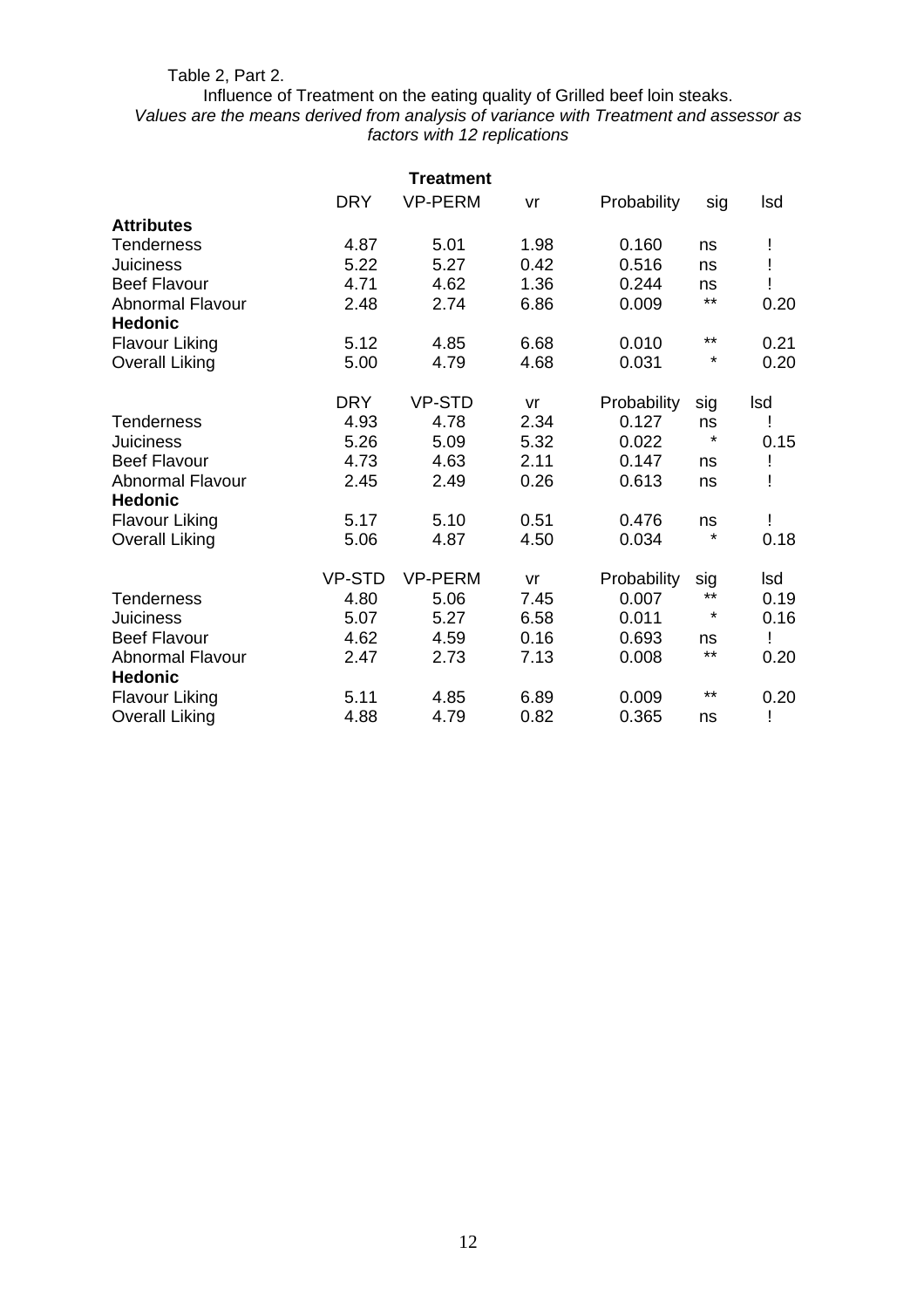Table 2, Part 2.

Influence of Treatment on the eating quality of Grilled beef loin steaks.

*Values are the means derived from analysis of variance with Treatment and assessor as factors with 12 replications*

| | Treatment | | | | | |
|---|---|---|---|---|---|---|
| | DRY | VP-PERM | vr | Probability | sig | lsd |
| **Attributes** | | | | | | |
| Tenderness | 4.87 | 5.01 | 1.98 | 0.160 | ns | ! |
| Juiciness | 5.22 | 5.27 | 0.42 | 0.516 | ns | ! |
| Beef Flavour | 4.71 | 4.62 | 1.36 | 0.244 | ns | ! |
| Abnormal Flavour | 2.48 | 2.74 | 6.86 | 0.009 | ** | 0.20 |
| **Hedonic** | | | | | | |
| Flavour Liking | 5.12 | 4.85 | 6.68 | 0.010 | ** | 0.21 |
| Overall Liking | 5.00 | 4.79 | 4.68 | 0.031 | * | 0.20 |
| | DRY | VP-STD | vr | Probability | sig | lsd |
| Tenderness | 4.93 | 4.78 | 2.34 | 0.127 | ns | ! |
| Juiciness | 5.26 | 5.09 | 5.32 | 0.022 | * | 0.15 |
| Beef Flavour | 4.73 | 4.63 | 2.11 | 0.147 | ns | ! |
| Abnormal Flavour | 2.45 | 2.49 | 0.26 | 0.613 | ns | ! |
| **Hedonic** | | | | | | |
| Flavour Liking | 5.17 | 5.10 | 0.51 | 0.476 | ns | ! |
| Overall Liking | 5.06 | 4.87 | 4.50 | 0.034 | * | 0.18 |
| | VP-STD | VP-PERM | vr | Probability | sig | lsd |
| Tenderness | 4.80 | 5.06 | 7.45 | 0.007 | ** | 0.19 |
| Juiciness | 5.07 | 5.27 | 6.58 | 0.011 | * | 0.16 |
| Beef Flavour | 4.62 | 4.59 | 0.16 | 0.693 | ns | ! |
| Abnormal Flavour | 2.47 | 2.73 | 7.13 | 0.008 | ** | 0.20 |
| **Hedonic** | | | | | | |
| Flavour Liking | 5.11 | 4.85 | 6.89 | 0.009 | ** | 0.20 |
| Overall Liking | 4.88 | 4.79 | 0.82 | 0.365 | ns | ! |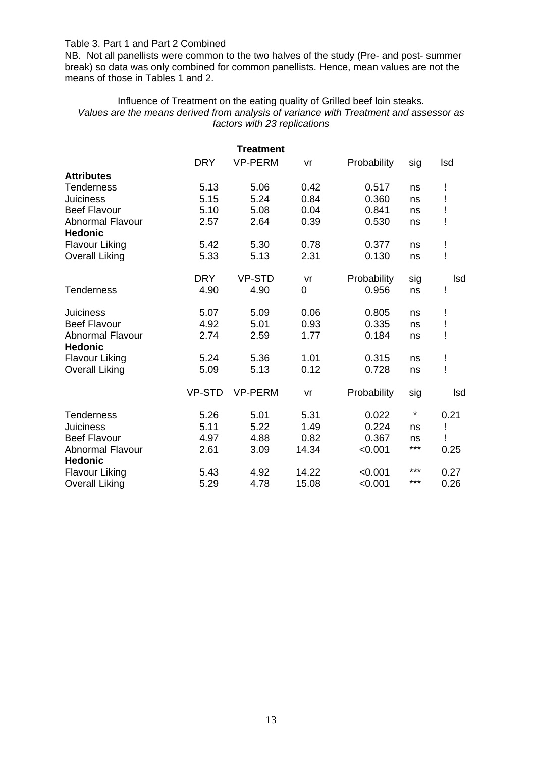Table 3. Part 1 and Part 2 Combined

NB. Not all panellists were common to the two halves of the study (Pre- and post- summer break) so data was only combined for common panellists. Hence, mean values are not the means of those in Tables 1 and 2.

Influence of Treatment on the eating quality of Grilled beef loin steaks.

*Values are the means derived from analysis of variance with Treatment and assessor as factors with 23 replications*

| | Treatment | | | | | |
|---|---|---|---|---|---|---|
| | DRY | VP-PERM | vr | Probability | sig | lsd |
| **Attributes** | | | | | | |
| Tenderness | 5.13 | 5.06 | 0.42 | 0.517 | ns | ! |
| Juiciness | 5.15 | 5.24 | 0.84 | 0.360 | ns | ! |
| Beef Flavour | 5.10 | 5.08 | 0.04 | 0.841 | ns | ! |
| Abnormal Flavour | 2.57 | 2.64 | 0.39 | 0.530 | ns | ! |
| **Hedonic** | | | | | | |
| Flavour Liking | 5.42 | 5.30 | 0.78 | 0.377 | ns | ! |
| Overall Liking | 5.33 | 5.13 | 2.31 | 0.130 | ns | ! |
| | DRY | VP-STD | vr | Probability | sig | lsd |
| Tenderness | 4.90 | 4.90 | 0 | 0.956 | ns | ! |
| Juiciness | 5.07 | 5.09 | 0.06 | 0.805 | ns | ! |
| Beef Flavour | 4.92 | 5.01 | 0.93 | 0.335 | ns | ! |
| Abnormal Flavour | 2.74 | 2.59 | 1.77 | 0.184 | ns | ! |
| **Hedonic** | | | | | | |
| Flavour Liking | 5.24 | 5.36 | 1.01 | 0.315 | ns | ! |
| Overall Liking | 5.09 | 5.13 | 0.12 | 0.728 | ns | ! |
| | VP-STD | VP-PERM | vr | Probability | sig | lsd |
| Tenderness | 5.26 | 5.01 | 5.31 | 0.022 | * | 0.21 |
| Juiciness | 5.11 | 5.22 | 1.49 | 0.224 | ns | ! |
| Beef Flavour | 4.97 | 4.88 | 0.82 | 0.367 | ns | ! |
| Abnormal Flavour | 2.61 | 3.09 | 14.34 | <0.001 | *** | 0.25 |
| **Hedonic** | | | | | | |
| Flavour Liking | 5.43 | 4.92 | 14.22 | <0.001 | *** | 0.27 |
| Overall Liking | 5.29 | 4.78 | 15.08 | <0.001 | *** | 0.26 |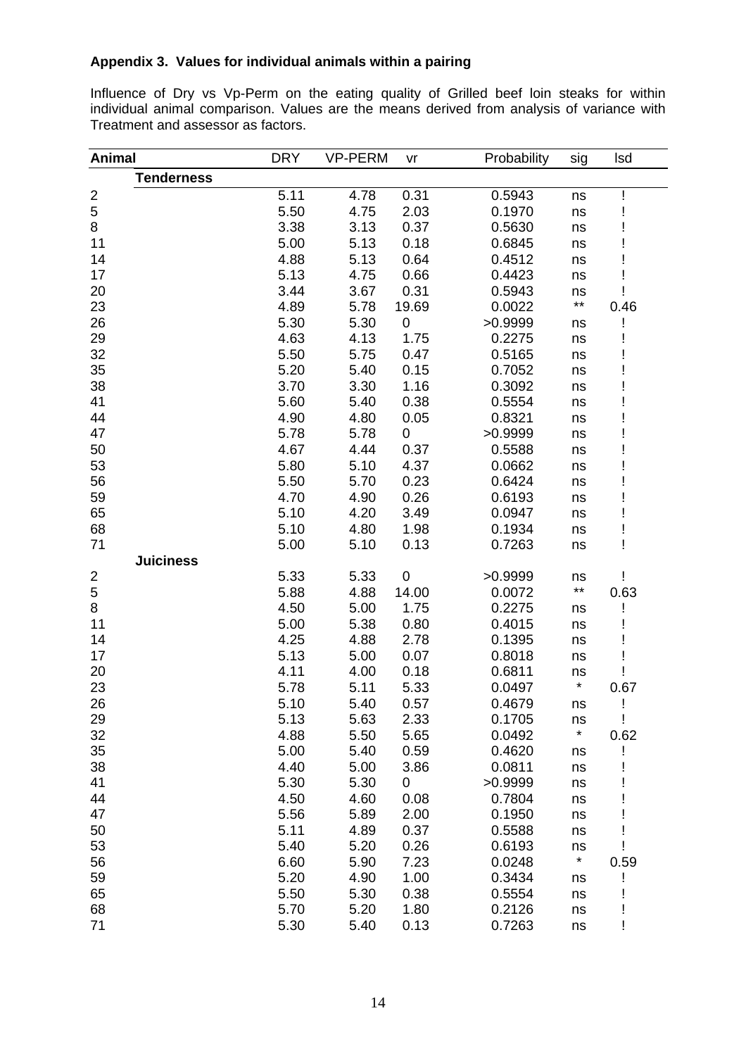**Appendix 3. Values for individual animals within a pairing**

Influence of Dry vs Vp-Perm on the eating quality of Grilled beef loin steaks for within individual animal comparison. Values are the means derived from analysis of variance with Treatment and assessor as factors.

| Animal | | DRY | VP-PERM | vr | Probability | sig | lsd |
|---|---|---|---|---|---|---|---|
| | **Tenderness** | | | | | | |
| 2 | | 5.11 | 4.78 | 0.31 | 0.5943 | ns | ! |
| 5 | | 5.50 | 4.75 | 2.03 | 0.1970 | ns | ! |
| 8 | | 3.38 | 3.13 | 0.37 | 0.5630 | ns | ! |
| 11 | | 5.00 | 5.13 | 0.18 | 0.6845 | ns | ! |
| 14 | | 4.88 | 5.13 | 0.64 | 0.4512 | ns | ! |
| 17 | | 5.13 | 4.75 | 0.66 | 0.4423 | ns | ! |
| 20 | | 3.44 | 3.67 | 0.31 | 0.5943 | ns | ! |
| 23 | | 4.89 | 5.78 | 19.69 | 0.0022 | ** | 0.46 |
| 26 | | 5.30 | 5.30 | 0 | >0.9999 | ns | ! |
| 29 | | 4.63 | 4.13 | 1.75 | 0.2275 | ns | ! |
| 32 | | 5.50 | 5.75 | 0.47 | 0.5165 | ns | ! |
| 35 | | 5.20 | 5.40 | 0.15 | 0.7052 | ns | ! |
| 38 | | 3.70 | 3.30 | 1.16 | 0.3092 | ns | ! |
| 41 | | 5.60 | 5.40 | 0.38 | 0.5554 | ns | ! |
| 44 | | 4.90 | 4.80 | 0.05 | 0.8321 | ns | ! |
| 47 | | 5.78 | 5.78 | 0 | >0.9999 | ns | ! |
| 50 | | 4.67 | 4.44 | 0.37 | 0.5588 | ns | ! |
| 53 | | 5.80 | 5.10 | 4.37 | 0.0662 | ns | ! |
| 56 | | 5.50 | 5.70 | 0.23 | 0.6424 | ns | ! |
| 59 | | 4.70 | 4.90 | 0.26 | 0.6193 | ns | ! |
| 65 | | 5.10 | 4.20 | 3.49 | 0.0947 | ns | ! |
| 68 | | 5.10 | 4.80 | 1.98 | 0.1934 | ns | ! |
| 71 | | 5.00 | 5.10 | 0.13 | 0.7263 | ns | ! |
| | **Juiciness** | | | | | | |
| 2 | | 5.33 | 5.33 | 0 | >0.9999 | ns | ! |
| 5 | | 5.88 | 4.88 | 14.00 | 0.0072 | ** | 0.63 |
| 8 | | 4.50 | 5.00 | 1.75 | 0.2275 | ns | ! |
| 11 | | 5.00 | 5.38 | 0.80 | 0.4015 | ns | ! |
| 14 | | 4.25 | 4.88 | 2.78 | 0.1395 | ns | ! |
| 17 | | 5.13 | 5.00 | 0.07 | 0.8018 | ns | ! |
| 20 | | 4.11 | 4.00 | 0.18 | 0.6811 | ns | ! |
| 23 | | 5.78 | 5.11 | 5.33 | 0.0497 | * | 0.67 |
| 26 | | 5.10 | 5.40 | 0.57 | 0.4679 | ns | ! |
| 29 | | 5.13 | 5.63 | 2.33 | 0.1705 | ns | ! |
| 32 | | 4.88 | 5.50 | 5.65 | 0.0492 | * | 0.62 |
| 35 | | 5.00 | 5.40 | 0.59 | 0.4620 | ns | ! |
| 38 | | 4.40 | 5.00 | 3.86 | 0.0811 | ns | ! |
| 41 | | 5.30 | 5.30 | 0 | >0.9999 | ns | ! |
| 44 | | 4.50 | 4.60 | 0.08 | 0.7804 | ns | ! |
| 47 | | 5.56 | 5.89 | 2.00 | 0.1950 | ns | ! |
| 50 | | 5.11 | 4.89 | 0.37 | 0.5588 | ns | ! |
| 53 | | 5.40 | 5.20 | 0.26 | 0.6193 | ns | ! |
| 56 | | 6.60 | 5.90 | 7.23 | 0.0248 | * | 0.59 |
| 59 | | 5.20 | 4.90 | 1.00 | 0.3434 | ns | ! |
| 65 | | 5.50 | 5.30 | 0.38 | 0.5554 | ns | ! |
| 68 | | 5.70 | 5.20 | 1.80 | 0.2126 | ns | ! |
| 71 | | 5.30 | 5.40 | 0.13 | 0.7263 | ns | ! |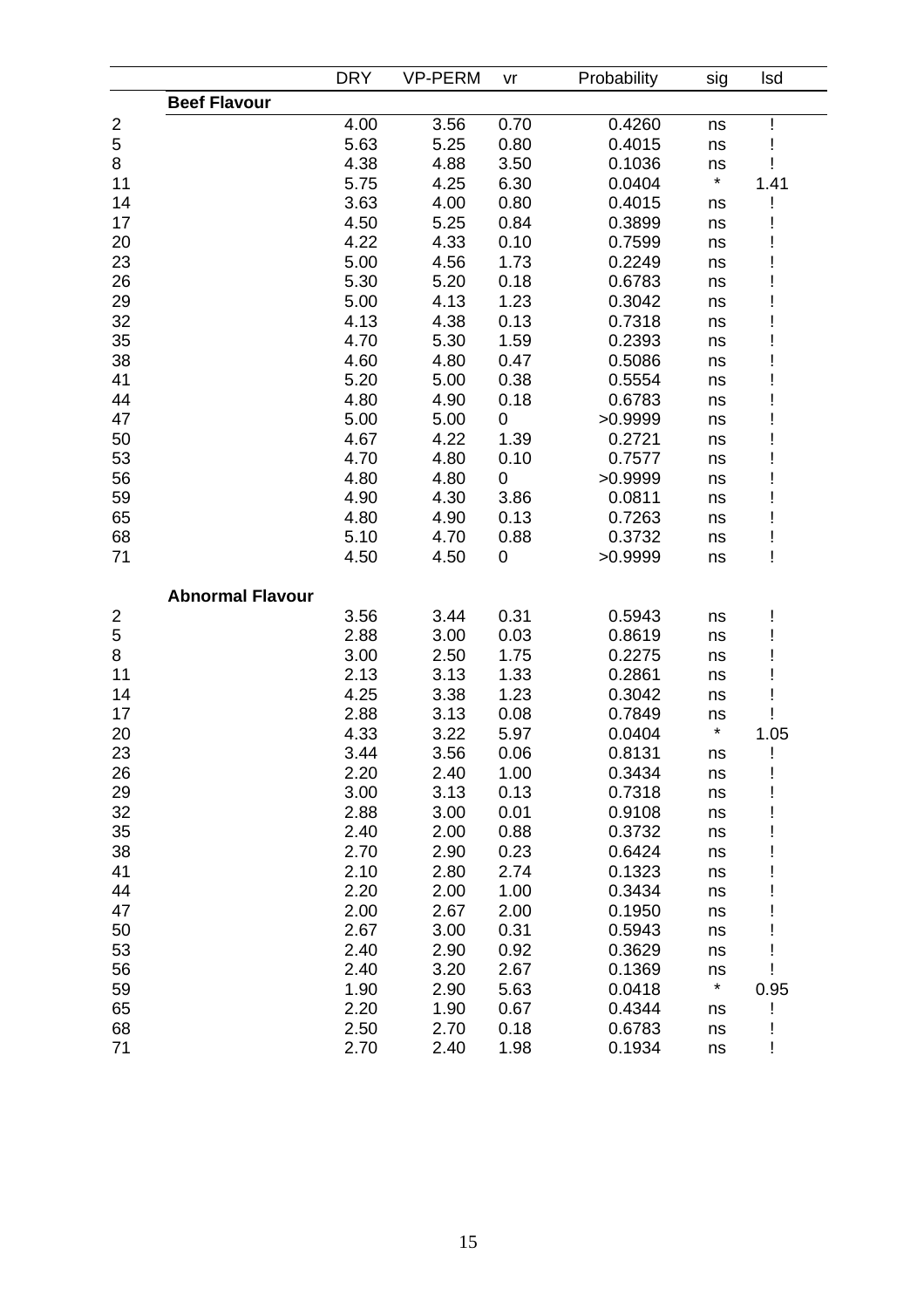| | | DRY | VP-PERM | vr | Probability | sig | lsd |
|---|---|---|---|---|---|---|---|
| | **Beef Flavour** | | | | | | |
| 2 | | 4.00 | 3.56 | 0.70 | 0.4260 | ns | ! |
| 5 | | 5.63 | 5.25 | 0.80 | 0.4015 | ns | ! |
| 8 | | 4.38 | 4.88 | 3.50 | 0.1036 | ns | ! |
| 11 | | 5.75 | 4.25 | 6.30 | 0.0404 | * | 1.41 |
| 14 | | 3.63 | 4.00 | 0.80 | 0.4015 | ns | ! |
| 17 | | 4.50 | 5.25 | 0.84 | 0.3899 | ns | ! |
| 20 | | 4.22 | 4.33 | 0.10 | 0.7599 | ns | ! |
| 23 | | 5.00 | 4.56 | 1.73 | 0.2249 | ns | ! |
| 26 | | 5.30 | 5.20 | 0.18 | 0.6783 | ns | ! |
| 29 | | 5.00 | 4.13 | 1.23 | 0.3042 | ns | ! |
| 32 | | 4.13 | 4.38 | 0.13 | 0.7318 | ns | ! |
| 35 | | 4.70 | 5.30 | 1.59 | 0.2393 | ns | ! |
| 38 | | 4.60 | 4.80 | 0.47 | 0.5086 | ns | ! |
| 41 | | 5.20 | 5.00 | 0.38 | 0.5554 | ns | ! |
| 44 | | 4.80 | 4.90 | 0.18 | 0.6783 | ns | ! |
| 47 | | 5.00 | 5.00 | 0 | >0.9999 | ns | ! |
| 50 | | 4.67 | 4.22 | 1.39 | 0.2721 | ns | ! |
| 53 | | 4.70 | 4.80 | 0.10 | 0.7577 | ns | ! |
| 56 | | 4.80 | 4.80 | 0 | >0.9999 | ns | ! |
| 59 | | 4.90 | 4.30 | 3.86 | 0.0811 | ns | ! |
| 65 | | 4.80 | 4.90 | 0.13 | 0.7263 | ns | ! |
| 68 | | 5.10 | 4.70 | 0.88 | 0.3732 | ns | ! |
| 71 | | 4.50 | 4.50 | 0 | >0.9999 | ns | ! |
| | **Abnormal Flavour** | | | | | | |
| 2 | | 3.56 | 3.44 | 0.31 | 0.5943 | ns | ! |
| 5 | | 2.88 | 3.00 | 0.03 | 0.8619 | ns | ! |
| 8 | | 3.00 | 2.50 | 1.75 | 0.2275 | ns | ! |
| 11 | | 2.13 | 3.13 | 1.33 | 0.2861 | ns | ! |
| 14 | | 4.25 | 3.38 | 1.23 | 0.3042 | ns | ! |
| 17 | | 2.88 | 3.13 | 0.08 | 0.7849 | ns | ! |
| 20 | | 4.33 | 3.22 | 5.97 | 0.0404 | * | 1.05 |
| 23 | | 3.44 | 3.56 | 0.06 | 0.8131 | ns | ! |
| 26 | | 2.20 | 2.40 | 1.00 | 0.3434 | ns | ! |
| 29 | | 3.00 | 3.13 | 0.13 | 0.7318 | ns | ! |
| 32 | | 2.88 | 3.00 | 0.01 | 0.9108 | ns | ! |
| 35 | | 2.40 | 2.00 | 0.88 | 0.3732 | ns | ! |
| 38 | | 2.70 | 2.90 | 0.23 | 0.6424 | ns | ! |
| 41 | | 2.10 | 2.80 | 2.74 | 0.1323 | ns | ! |
| 44 | | 2.20 | 2.00 | 1.00 | 0.3434 | ns | ! |
| 47 | | 2.00 | 2.67 | 2.00 | 0.1950 | ns | ! |
| 50 | | 2.67 | 3.00 | 0.31 | 0.5943 | ns | ! |
| 53 | | 2.40 | 2.90 | 0.92 | 0.3629 | ns | ! |
| 56 | | 2.40 | 3.20 | 2.67 | 0.1369 | ns | ! |
| 59 | | 1.90 | 2.90 | 5.63 | 0.0418 | * | 0.95 |
| 65 | | 2.20 | 1.90 | 0.67 | 0.4344 | ns | ! |
| 68 | | 2.50 | 2.70 | 0.18 | 0.6783 | ns | ! |
| 71 | | 2.70 | 2.40 | 1.98 | 0.1934 | ns | ! |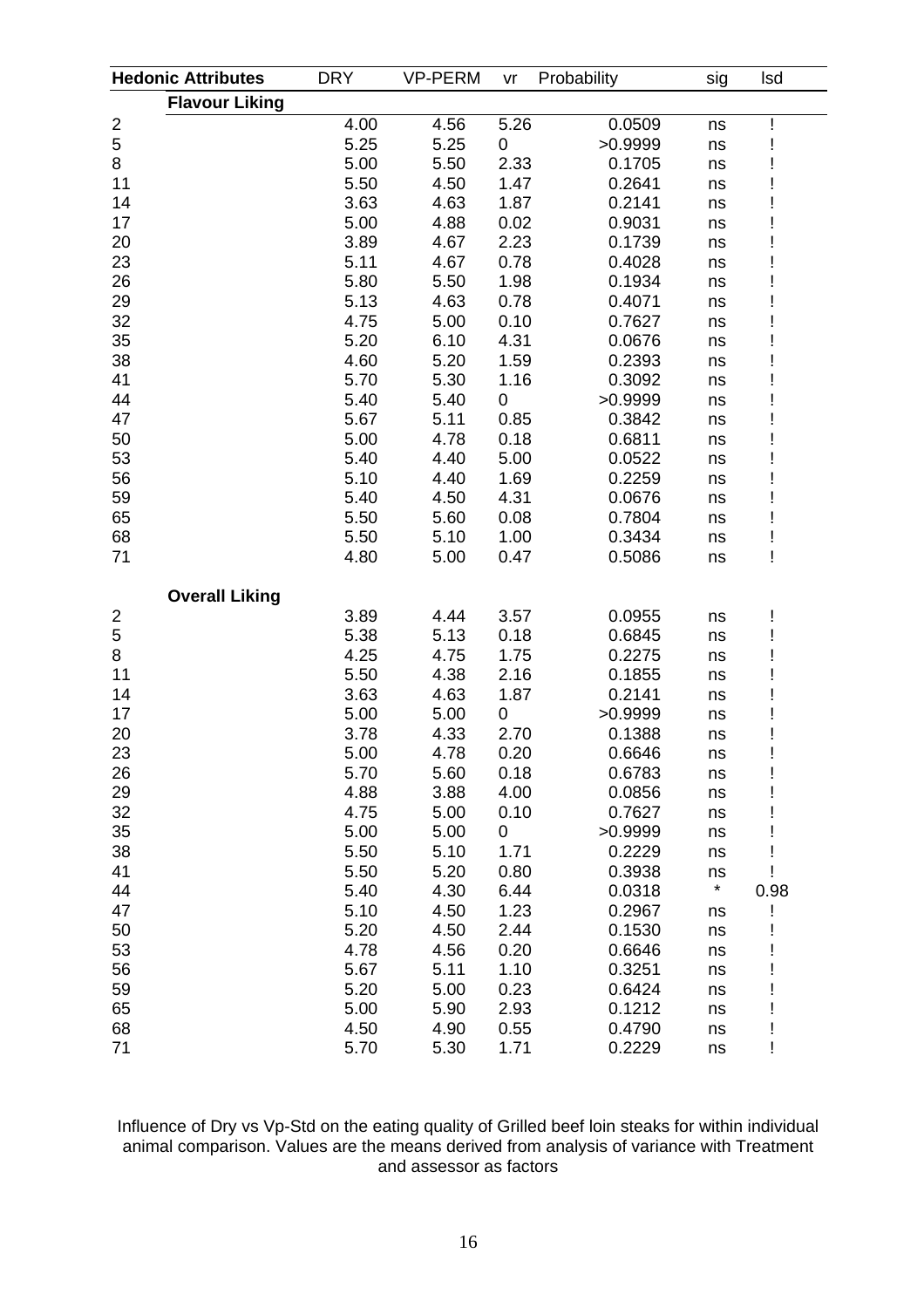| Hedonic Attributes | | DRY | VP-PERM | vr | Probability | sig | lsd |
|---|---|---|---|---|---|---|---|
| | **Flavour Liking** | | | | | | |
| 2 | | 4.00 | 4.56 | 5.26 | 0.0509 | ns | ! |
| 5 | | 5.25 | 5.25 | 0 | >0.9999 | ns | ! |
| 8 | | 5.00 | 5.50 | 2.33 | 0.1705 | ns | ! |
| 11 | | 5.50 | 4.50 | 1.47 | 0.2641 | ns | ! |
| 14 | | 3.63 | 4.63 | 1.87 | 0.2141 | ns | ! |
| 17 | | 5.00 | 4.88 | 0.02 | 0.9031 | ns | ! |
| 20 | | 3.89 | 4.67 | 2.23 | 0.1739 | ns | ! |
| 23 | | 5.11 | 4.67 | 0.78 | 0.4028 | ns | ! |
| 26 | | 5.80 | 5.50 | 1.98 | 0.1934 | ns | ! |
| 29 | | 5.13 | 4.63 | 0.78 | 0.4071 | ns | ! |
| 32 | | 4.75 | 5.00 | 0.10 | 0.7627 | ns | ! |
| 35 | | 5.20 | 6.10 | 4.31 | 0.0676 | ns | ! |
| 38 | | 4.60 | 5.20 | 1.59 | 0.2393 | ns | ! |
| 41 | | 5.70 | 5.30 | 1.16 | 0.3092 | ns | ! |
| 44 | | 5.40 | 5.40 | 0 | >0.9999 | ns | ! |
| 47 | | 5.67 | 5.11 | 0.85 | 0.3842 | ns | ! |
| 50 | | 5.00 | 4.78 | 0.18 | 0.6811 | ns | ! |
| 53 | | 5.40 | 4.40 | 5.00 | 0.0522 | ns | ! |
| 56 | | 5.10 | 4.40 | 1.69 | 0.2259 | ns | ! |
| 59 | | 5.40 | 4.50 | 4.31 | 0.0676 | ns | ! |
| 65 | | 5.50 | 5.60 | 0.08 | 0.7804 | ns | ! |
| 68 | | 5.50 | 5.10 | 1.00 | 0.3434 | ns | ! |
| 71 | | 4.80 | 5.00 | 0.47 | 0.5086 | ns | ! |
| | **Overall Liking** | | | | | | |
| 2 | | 3.89 | 4.44 | 3.57 | 0.0955 | ns | ! |
| 5 | | 5.38 | 5.13 | 0.18 | 0.6845 | ns | ! |
| 8 | | 4.25 | 4.75 | 1.75 | 0.2275 | ns | ! |
| 11 | | 5.50 | 4.38 | 2.16 | 0.1855 | ns | ! |
| 14 | | 3.63 | 4.63 | 1.87 | 0.2141 | ns | ! |
| 17 | | 5.00 | 5.00 | 0 | >0.9999 | ns | ! |
| 20 | | 3.78 | 4.33 | 2.70 | 0.1388 | ns | ! |
| 23 | | 5.00 | 4.78 | 0.20 | 0.6646 | ns | ! |
| 26 | | 5.70 | 5.60 | 0.18 | 0.6783 | ns | ! |
| 29 | | 4.88 | 3.88 | 4.00 | 0.0856 | ns | ! |
| 32 | | 4.75 | 5.00 | 0.10 | 0.7627 | ns | ! |
| 35 | | 5.00 | 5.00 | 0 | >0.9999 | ns | ! |
| 38 | | 5.50 | 5.10 | 1.71 | 0.2229 | ns | ! |
| 41 | | 5.50 | 5.20 | 0.80 | 0.3938 | ns | ! |
| 44 | | 5.40 | 4.30 | 6.44 | 0.0318 | * | 0.98 |
| 47 | | 5.10 | 4.50 | 1.23 | 0.2967 | ns | ! |
| 50 | | 5.20 | 4.50 | 2.44 | 0.1530 | ns | ! |
| 53 | | 4.78 | 4.56 | 0.20 | 0.6646 | ns | ! |
| 56 | | 5.67 | 5.11 | 1.10 | 0.3251 | ns | ! |
| 59 | | 5.20 | 5.00 | 0.23 | 0.6424 | ns | ! |
| 65 | | 5.00 | 5.90 | 2.93 | 0.1212 | ns | ! |
| 68 | | 4.50 | 4.90 | 0.55 | 0.4790 | ns | ! |
| 71 | | 5.70 | 5.30 | 1.71 | 0.2229 | ns | ! |

Influence of Dry vs Vp-Std on the eating quality of Grilled beef loin steaks for within individual animal comparison. Values are the means derived from analysis of variance with Treatment and assessor as factors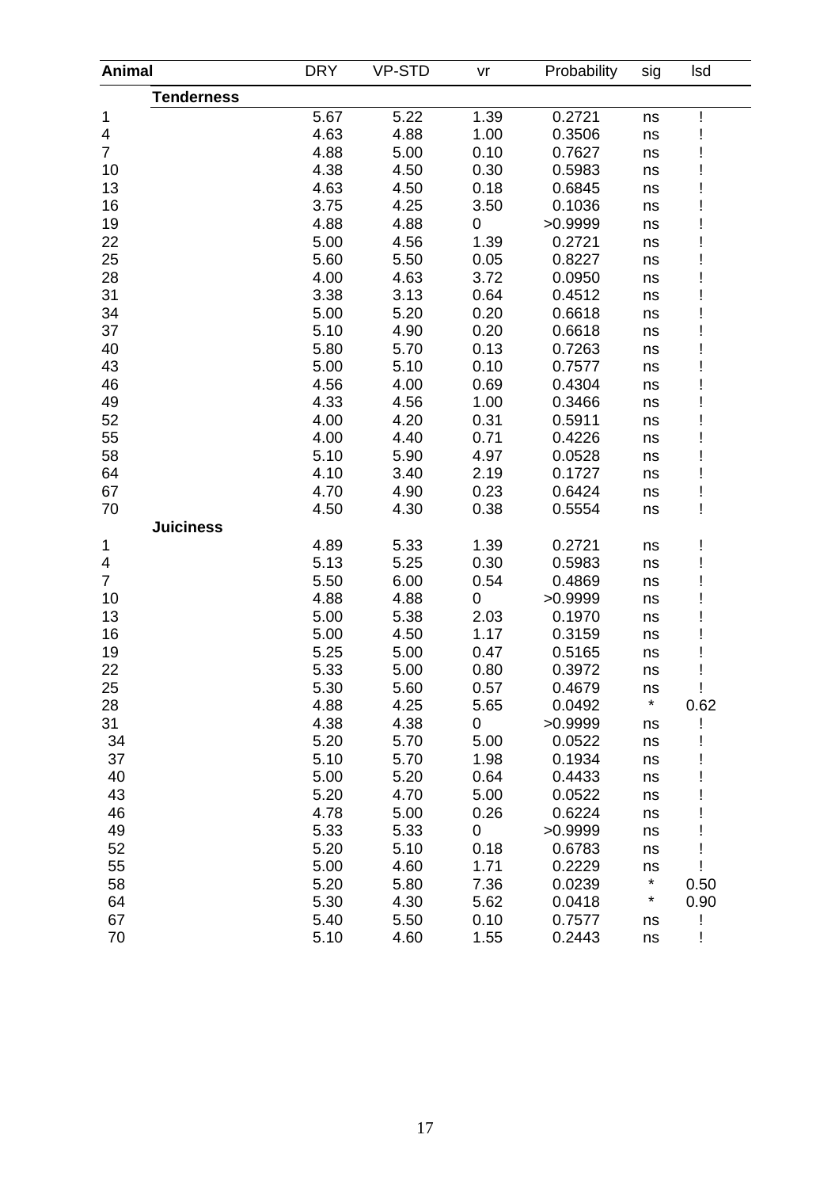| Animal | | DRY | VP-STD | vr | Probability | sig | lsd |
|---|---|---|---|---|---|---|---|
| | **Tenderness** | | | | | | |
| 1 | | 5.67 | 5.22 | 1.39 | 0.2721 | ns | ! |
| 4 | | 4.63 | 4.88 | 1.00 | 0.3506 | ns | ! |
| 7 | | 4.88 | 5.00 | 0.10 | 0.7627 | ns | ! |
| 10 | | 4.38 | 4.50 | 0.30 | 0.5983 | ns | ! |
| 13 | | 4.63 | 4.50 | 0.18 | 0.6845 | ns | ! |
| 16 | | 3.75 | 4.25 | 3.50 | 0.1036 | ns | ! |
| 19 | | 4.88 | 4.88 | 0 | >0.9999 | ns | ! |
| 22 | | 5.00 | 4.56 | 1.39 | 0.2721 | ns | ! |
| 25 | | 5.60 | 5.50 | 0.05 | 0.8227 | ns | ! |
| 28 | | 4.00 | 4.63 | 3.72 | 0.0950 | ns | ! |
| 31 | | 3.38 | 3.13 | 0.64 | 0.4512 | ns | ! |
| 34 | | 5.00 | 5.20 | 0.20 | 0.6618 | ns | ! |
| 37 | | 5.10 | 4.90 | 0.20 | 0.6618 | ns | ! |
| 40 | | 5.80 | 5.70 | 0.13 | 0.7263 | ns | ! |
| 43 | | 5.00 | 5.10 | 0.10 | 0.7577 | ns | ! |
| 46 | | 4.56 | 4.00 | 0.69 | 0.4304 | ns | ! |
| 49 | | 4.33 | 4.56 | 1.00 | 0.3466 | ns | ! |
| 52 | | 4.00 | 4.20 | 0.31 | 0.5911 | ns | ! |
| 55 | | 4.00 | 4.40 | 0.71 | 0.4226 | ns | ! |
| 58 | | 5.10 | 5.90 | 4.97 | 0.0528 | ns | ! |
| 64 | | 4.10 | 3.40 | 2.19 | 0.1727 | ns | ! |
| 67 | | 4.70 | 4.90 | 0.23 | 0.6424 | ns | ! |
| 70 | | 4.50 | 4.30 | 0.38 | 0.5554 | ns | ! |
| | **Juiciness** | | | | | | |
| 1 | | 4.89 | 5.33 | 1.39 | 0.2721 | ns | ! |
| 4 | | 5.13 | 5.25 | 0.30 | 0.5983 | ns | ! |
| 7 | | 5.50 | 6.00 | 0.54 | 0.4869 | ns | ! |
| 10 | | 4.88 | 4.88 | 0 | >0.9999 | ns | ! |
| 13 | | 5.00 | 5.38 | 2.03 | 0.1970 | ns | ! |
| 16 | | 5.00 | 4.50 | 1.17 | 0.3159 | ns | ! |
| 19 | | 5.25 | 5.00 | 0.47 | 0.5165 | ns | ! |
| 22 | | 5.33 | 5.00 | 0.80 | 0.3972 | ns | ! |
| 25 | | 5.30 | 5.60 | 0.57 | 0.4679 | ns | ! |
| 28 | | 4.88 | 4.25 | 5.65 | 0.0492 | * | 0.62 |
| 31 | | 4.38 | 4.38 | 0 | >0.9999 | ns | ! |
| 34 | | 5.20 | 5.70 | 5.00 | 0.0522 | ns | ! |
| 37 | | 5.10 | 5.70 | 1.98 | 0.1934 | ns | ! |
| 40 | | 5.00 | 5.20 | 0.64 | 0.4433 | ns | ! |
| 43 | | 5.20 | 4.70 | 5.00 | 0.0522 | ns | ! |
| 46 | | 4.78 | 5.00 | 0.26 | 0.6224 | ns | ! |
| 49 | | 5.33 | 5.33 | 0 | >0.9999 | ns | ! |
| 52 | | 5.20 | 5.10 | 0.18 | 0.6783 | ns | ! |
| 55 | | 5.00 | 4.60 | 1.71 | 0.2229 | ns | ! |
| 58 | | 5.20 | 5.80 | 7.36 | 0.0239 | * | 0.50 |
| 64 | | 5.30 | 4.30 | 5.62 | 0.0418 | * | 0.90 |
| 67 | | 5.40 | 5.50 | 0.10 | 0.7577 | ns | ! |
| 70 | | 5.10 | 4.60 | 1.55 | 0.2443 | ns | ! |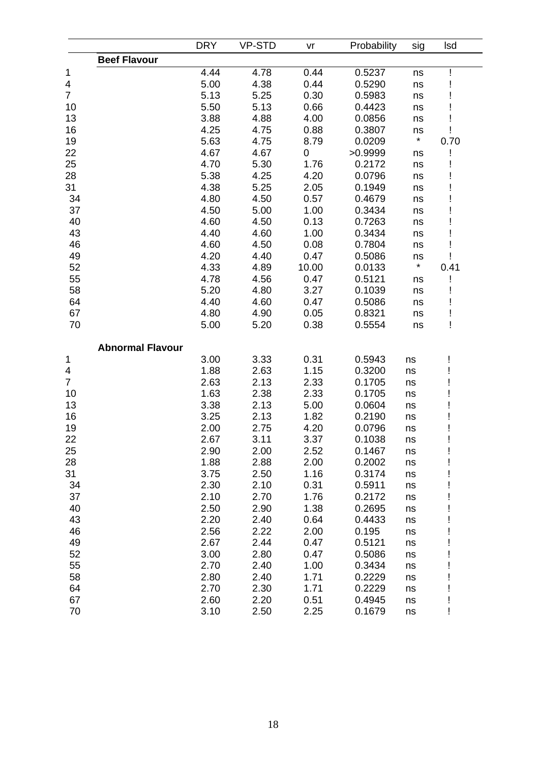| | | DRY | VP-STD | vr | Probability | sig | lsd |
|---|---|---|---|---|---|---|---|
| | **Beef Flavour** | | | | | | |
| 1 | | 4.44 | 4.78 | 0.44 | 0.5237 | ns | ! |
| 4 | | 5.00 | 4.38 | 0.44 | 0.5290 | ns | ! |
| 7 | | 5.13 | 5.25 | 0.30 | 0.5983 | ns | ! |
| 10 | | 5.50 | 5.13 | 0.66 | 0.4423 | ns | ! |
| 13 | | 3.88 | 4.88 | 4.00 | 0.0856 | ns | ! |
| 16 | | 4.25 | 4.75 | 0.88 | 0.3807 | ns | ! |
| 19 | | 5.63 | 4.75 | 8.79 | 0.0209 | * | 0.70 |
| 22 | | 4.67 | 4.67 | 0 | >0.9999 | ns | ! |
| 25 | | 4.70 | 5.30 | 1.76 | 0.2172 | ns | ! |
| 28 | | 5.38 | 4.25 | 4.20 | 0.0796 | ns | ! |
| 31 | | 4.38 | 5.25 | 2.05 | 0.1949 | ns | ! |
| 34 | | 4.80 | 4.50 | 0.57 | 0.4679 | ns | ! |
| 37 | | 4.50 | 5.00 | 1.00 | 0.3434 | ns | ! |
| 40 | | 4.60 | 4.50 | 0.13 | 0.7263 | ns | ! |
| 43 | | 4.40 | 4.60 | 1.00 | 0.3434 | ns | ! |
| 46 | | 4.60 | 4.50 | 0.08 | 0.7804 | ns | ! |
| 49 | | 4.20 | 4.40 | 0.47 | 0.5086 | ns | ! |
| 52 | | 4.33 | 4.89 | 10.00 | 0.0133 | * | 0.41 |
| 55 | | 4.78 | 4.56 | 0.47 | 0.5121 | ns | ! |
| 58 | | 5.20 | 4.80 | 3.27 | 0.1039 | ns | ! |
| 64 | | 4.40 | 4.60 | 0.47 | 0.5086 | ns | ! |
| 67 | | 4.80 | 4.90 | 0.05 | 0.8321 | ns | ! |
| 70 | | 5.00 | 5.20 | 0.38 | 0.5554 | ns | ! |
| | **Abnormal Flavour** | | | | | | |
| 1 | | 3.00 | 3.33 | 0.31 | 0.5943 | ns | ! |
| 4 | | 1.88 | 2.63 | 1.15 | 0.3200 | ns | ! |
| 7 | | 2.63 | 2.13 | 2.33 | 0.1705 | ns | ! |
| 10 | | 1.63 | 2.38 | 2.33 | 0.1705 | ns | ! |
| 13 | | 3.38 | 2.13 | 5.00 | 0.0604 | ns | ! |
| 16 | | 3.25 | 2.13 | 1.82 | 0.2190 | ns | ! |
| 19 | | 2.00 | 2.75 | 4.20 | 0.0796 | ns | ! |
| 22 | | 2.67 | 3.11 | 3.37 | 0.1038 | ns | ! |
| 25 | | 2.90 | 2.00 | 2.52 | 0.1467 | ns | ! |
| 28 | | 1.88 | 2.88 | 2.00 | 0.2002 | ns | ! |
| 31 | | 3.75 | 2.50 | 1.16 | 0.3174 | ns | ! |
| 34 | | 2.30 | 2.10 | 0.31 | 0.5911 | ns | ! |
| 37 | | 2.10 | 2.70 | 1.76 | 0.2172 | ns | ! |
| 40 | | 2.50 | 2.90 | 1.38 | 0.2695 | ns | ! |
| 43 | | 2.20 | 2.40 | 0.64 | 0.4433 | ns | ! |
| 46 | | 2.56 | 2.22 | 2.00 | 0.195 | ns | ! |
| 49 | | 2.67 | 2.44 | 0.47 | 0.5121 | ns | ! |
| 52 | | 3.00 | 2.80 | 0.47 | 0.5086 | ns | ! |
| 55 | | 2.70 | 2.40 | 1.00 | 0.3434 | ns | ! |
| 58 | | 2.80 | 2.40 | 1.71 | 0.2229 | ns | ! |
| 64 | | 2.70 | 2.30 | 1.71 | 0.2229 | ns | ! |
| 67 | | 2.60 | 2.20 | 0.51 | 0.4945 | ns | ! |
| 70 | | 3.10 | 2.50 | 2.25 | 0.1679 | ns | ! |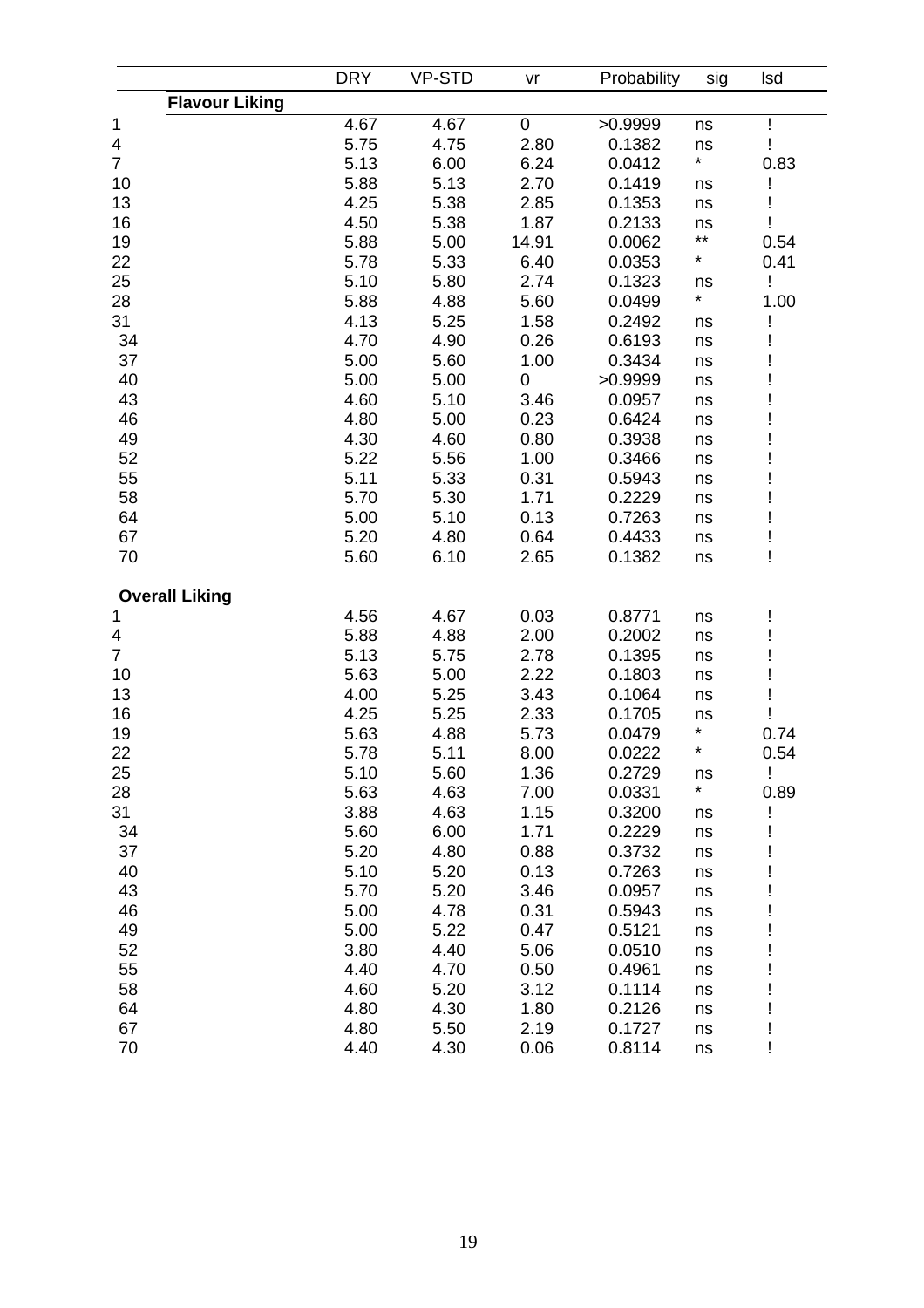| | DRY | VP-STD | vr | Probability | sig | lsd |
|---|---|---|---|---|---|---|
| **Flavour Liking** | | | | | | |
| 1 | 4.67 | 4.67 | 0 | >0.9999 | ns | ! |
| 4 | 5.75 | 4.75 | 2.80 | 0.1382 | ns | ! |
| 7 | 5.13 | 6.00 | 6.24 | 0.0412 | * | 0.83 |
| 10 | 5.88 | 5.13 | 2.70 | 0.1419 | ns | ! |
| 13 | 4.25 | 5.38 | 2.85 | 0.1353 | ns | ! |
| 16 | 4.50 | 5.38 | 1.87 | 0.2133 | ns | ! |
| 19 | 5.88 | 5.00 | 14.91 | 0.0062 | ** | 0.54 |
| 22 | 5.78 | 5.33 | 6.40 | 0.0353 | * | 0.41 |
| 25 | 5.10 | 5.80 | 2.74 | 0.1323 | ns | ! |
| 28 | 5.88 | 4.88 | 5.60 | 0.0499 | * | 1.00 |
| 31 | 4.13 | 5.25 | 1.58 | 0.2492 | ns | ! |
| 34 | 4.70 | 4.90 | 0.26 | 0.6193 | ns | ! |
| 37 | 5.00 | 5.60 | 1.00 | 0.3434 | ns | ! |
| 40 | 5.00 | 5.00 | 0 | >0.9999 | ns | ! |
| 43 | 4.60 | 5.10 | 3.46 | 0.0957 | ns | ! |
| 46 | 4.80 | 5.00 | 0.23 | 0.6424 | ns | ! |
| 49 | 4.30 | 4.60 | 0.80 | 0.3938 | ns | ! |
| 52 | 5.22 | 5.56 | 1.00 | 0.3466 | ns | ! |
| 55 | 5.11 | 5.33 | 0.31 | 0.5943 | ns | ! |
| 58 | 5.70 | 5.30 | 1.71 | 0.2229 | ns | ! |
| 64 | 5.00 | 5.10 | 0.13 | 0.7263 | ns | ! |
| 67 | 5.20 | 4.80 | 0.64 | 0.4433 | ns | ! |
| 70 | 5.60 | 6.10 | 2.65 | 0.1382 | ns | ! |
| **Overall Liking** | | | | | | |
| 1 | 4.56 | 4.67 | 0.03 | 0.8771 | ns | ! |
| 4 | 5.88 | 4.88 | 2.00 | 0.2002 | ns | ! |
| 7 | 5.13 | 5.75 | 2.78 | 0.1395 | ns | ! |
| 10 | 5.63 | 5.00 | 2.22 | 0.1803 | ns | ! |
| 13 | 4.00 | 5.25 | 3.43 | 0.1064 | ns | ! |
| 16 | 4.25 | 5.25 | 2.33 | 0.1705 | ns | ! |
| 19 | 5.63 | 4.88 | 5.73 | 0.0479 | * | 0.74 |
| 22 | 5.78 | 5.11 | 8.00 | 0.0222 | * | 0.54 |
| 25 | 5.10 | 5.60 | 1.36 | 0.2729 | ns | ! |
| 28 | 5.63 | 4.63 | 7.00 | 0.0331 | * | 0.89 |
| 31 | 3.88 | 4.63 | 1.15 | 0.3200 | ns | ! |
| 34 | 5.60 | 6.00 | 1.71 | 0.2229 | ns | ! |
| 37 | 5.20 | 4.80 | 0.88 | 0.3732 | ns | ! |
| 40 | 5.10 | 5.20 | 0.13 | 0.7263 | ns | ! |
| 43 | 5.70 | 5.20 | 3.46 | 0.0957 | ns | ! |
| 46 | 5.00 | 4.78 | 0.31 | 0.5943 | ns | ! |
| 49 | 5.00 | 5.22 | 0.47 | 0.5121 | ns | ! |
| 52 | 3.80 | 4.40 | 5.06 | 0.0510 | ns | ! |
| 55 | 4.40 | 4.70 | 0.50 | 0.4961 | ns | ! |
| 58 | 4.60 | 5.20 | 3.12 | 0.1114 | ns | ! |
| 64 | 4.80 | 4.30 | 1.80 | 0.2126 | ns | ! |
| 67 | 4.80 | 5.50 | 2.19 | 0.1727 | ns | ! |
| 70 | 4.40 | 4.30 | 0.06 | 0.8114 | ns | ! |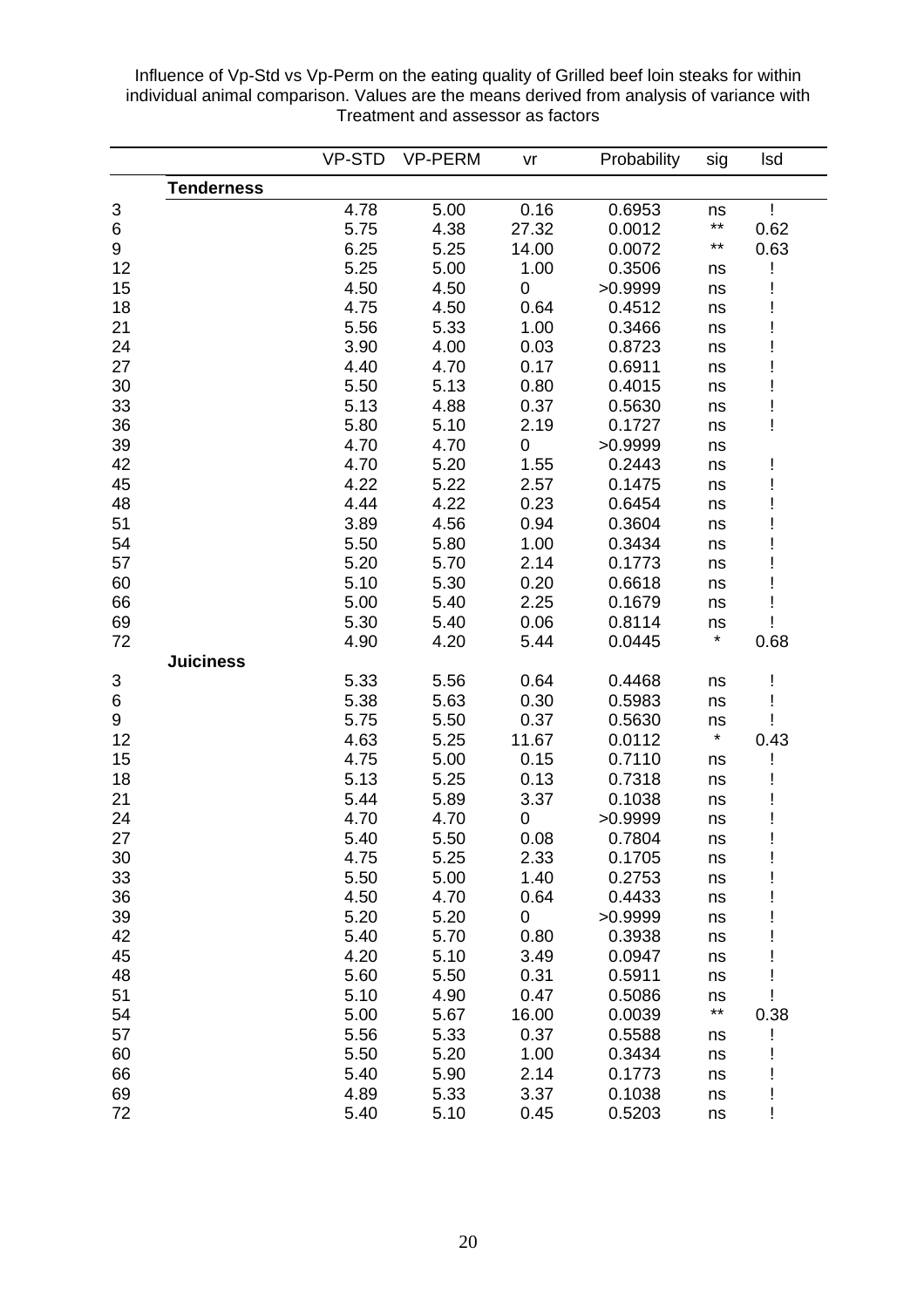Influence of Vp-Std vs Vp-Perm on the eating quality of Grilled beef loin steaks for within individual animal comparison. Values are the means derived from analysis of variance with Treatment and assessor as factors

| | | VP-STD | VP-PERM | vr | Probability | sig | lsd |
|---|---|---|---|---|---|---|---|
| | **Tenderness** | | | | | | |
| 3 | | 4.78 | 5.00 | 0.16 | 0.6953 | ns | ! |
| 6 | | 5.75 | 4.38 | 27.32 | 0.0012 | ** | 0.62 |
| 9 | | 6.25 | 5.25 | 14.00 | 0.0072 | ** | 0.63 |
| 12 | | 5.25 | 5.00 | 1.00 | 0.3506 | ns | ! |
| 15 | | 4.50 | 4.50 | 0 | >0.9999 | ns | ! |
| 18 | | 4.75 | 4.50 | 0.64 | 0.4512 | ns | ! |
| 21 | | 5.56 | 5.33 | 1.00 | 0.3466 | ns | ! |
| 24 | | 3.90 | 4.00 | 0.03 | 0.8723 | ns | ! |
| 27 | | 4.40 | 4.70 | 0.17 | 0.6911 | ns | ! |
| 30 | | 5.50 | 5.13 | 0.80 | 0.4015 | ns | ! |
| 33 | | 5.13 | 4.88 | 0.37 | 0.5630 | ns | ! |
| 36 | | 5.80 | 5.10 | 2.19 | 0.1727 | ns | ! |
| 39 | | 4.70 | 4.70 | 0 | >0.9999 | ns | |
| 42 | | 4.70 | 5.20 | 1.55 | 0.2443 | ns | ! |
| 45 | | 4.22 | 5.22 | 2.57 | 0.1475 | ns | ! |
| 48 | | 4.44 | 4.22 | 0.23 | 0.6454 | ns | ! |
| 51 | | 3.89 | 4.56 | 0.94 | 0.3604 | ns | ! |
| 54 | | 5.50 | 5.80 | 1.00 | 0.3434 | ns | ! |
| 57 | | 5.20 | 5.70 | 2.14 | 0.1773 | ns | ! |
| 60 | | 5.10 | 5.30 | 0.20 | 0.6618 | ns | ! |
| 66 | | 5.00 | 5.40 | 2.25 | 0.1679 | ns | ! |
| 69 | | 5.30 | 5.40 | 0.06 | 0.8114 | ns | ! |
| 72 | | 4.90 | 4.20 | 5.44 | 0.0445 | * | 0.68 |
| | **Juiciness** | | | | | | |
| 3 | | 5.33 | 5.56 | 0.64 | 0.4468 | ns | ! |
| 6 | | 5.38 | 5.63 | 0.30 | 0.5983 | ns | ! |
| 9 | | 5.75 | 5.50 | 0.37 | 0.5630 | ns | ! |
| 12 | | 4.63 | 5.25 | 11.67 | 0.0112 | * | 0.43 |
| 15 | | 4.75 | 5.00 | 0.15 | 0.7110 | ns | ! |
| 18 | | 5.13 | 5.25 | 0.13 | 0.7318 | ns | ! |
| 21 | | 5.44 | 5.89 | 3.37 | 0.1038 | ns | ! |
| 24 | | 4.70 | 4.70 | 0 | >0.9999 | ns | ! |
| 27 | | 5.40 | 5.50 | 0.08 | 0.7804 | ns | ! |
| 30 | | 4.75 | 5.25 | 2.33 | 0.1705 | ns | ! |
| 33 | | 5.50 | 5.00 | 1.40 | 0.2753 | ns | ! |
| 36 | | 4.50 | 4.70 | 0.64 | 0.4433 | ns | ! |
| 39 | | 5.20 | 5.20 | 0 | >0.9999 | ns | ! |
| 42 | | 5.40 | 5.70 | 0.80 | 0.3938 | ns | ! |
| 45 | | 4.20 | 5.10 | 3.49 | 0.0947 | ns | ! |
| 48 | | 5.60 | 5.50 | 0.31 | 0.5911 | ns | ! |
| 51 | | 5.10 | 4.90 | 0.47 | 0.5086 | ns | ! |
| 54 | | 5.00 | 5.67 | 16.00 | 0.0039 | ** | 0.38 |
| 57 | | 5.56 | 5.33 | 0.37 | 0.5588 | ns | ! |
| 60 | | 5.50 | 5.20 | 1.00 | 0.3434 | ns | ! |
| 66 | | 5.40 | 5.90 | 2.14 | 0.1773 | ns | ! |
| 69 | | 4.89 | 5.33 | 3.37 | 0.1038 | ns | ! |
| 72 | | 5.40 | 5.10 | 0.45 | 0.5203 | ns | ! |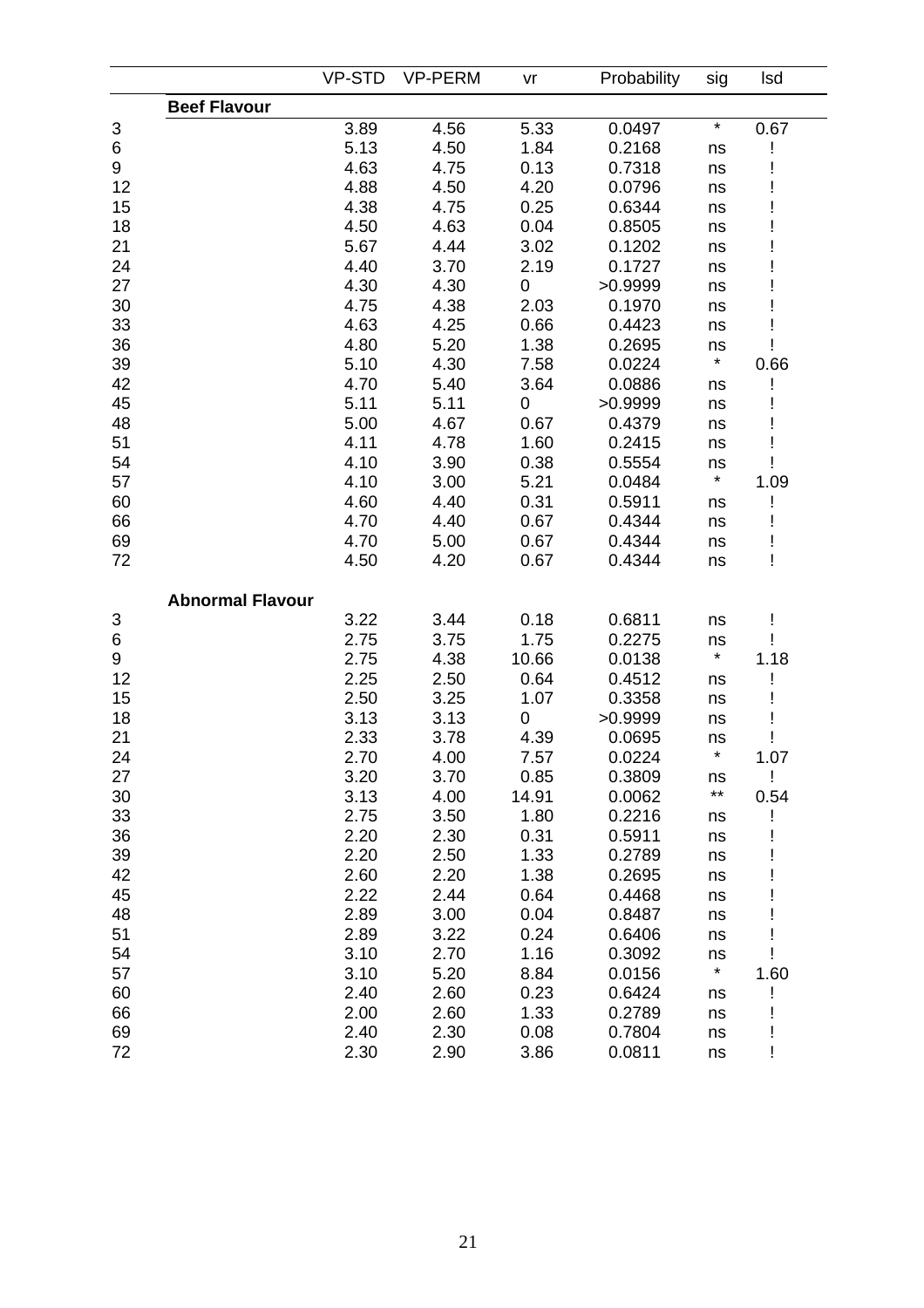| | | VP-STD | VP-PERM | vr | Probability | sig | lsd |
|---|---|---|---|---|---|---|---|
| | **Beef Flavour** | | | | | | |
| 3 | | 3.89 | 4.56 | 5.33 | 0.0497 | * | 0.67 |
| 6 | | 5.13 | 4.50 | 1.84 | 0.2168 | ns | ! |
| 9 | | 4.63 | 4.75 | 0.13 | 0.7318 | ns | ! |
| 12 | | 4.88 | 4.50 | 4.20 | 0.0796 | ns | ! |
| 15 | | 4.38 | 4.75 | 0.25 | 0.6344 | ns | ! |
| 18 | | 4.50 | 4.63 | 0.04 | 0.8505 | ns | ! |
| 21 | | 5.67 | 4.44 | 3.02 | 0.1202 | ns | ! |
| 24 | | 4.40 | 3.70 | 2.19 | 0.1727 | ns | ! |
| 27 | | 4.30 | 4.30 | 0 | >0.9999 | ns | ! |
| 30 | | 4.75 | 4.38 | 2.03 | 0.1970 | ns | ! |
| 33 | | 4.63 | 4.25 | 0.66 | 0.4423 | ns | ! |
| 36 | | 4.80 | 5.20 | 1.38 | 0.2695 | ns | ! |
| 39 | | 5.10 | 4.30 | 7.58 | 0.0224 | * | 0.66 |
| 42 | | 4.70 | 5.40 | 3.64 | 0.0886 | ns | ! |
| 45 | | 5.11 | 5.11 | 0 | >0.9999 | ns | ! |
| 48 | | 5.00 | 4.67 | 0.67 | 0.4379 | ns | ! |
| 51 | | 4.11 | 4.78 | 1.60 | 0.2415 | ns | ! |
| 54 | | 4.10 | 3.90 | 0.38 | 0.5554 | ns | ! |
| 57 | | 4.10 | 3.00 | 5.21 | 0.0484 | * | 1.09 |
| 60 | | 4.60 | 4.40 | 0.31 | 0.5911 | ns | ! |
| 66 | | 4.70 | 4.40 | 0.67 | 0.4344 | ns | ! |
| 69 | | 4.70 | 5.00 | 0.67 | 0.4344 | ns | ! |
| 72 | | 4.50 | 4.20 | 0.67 | 0.4344 | ns | ! |
| | **Abnormal Flavour** | | | | | | |
| 3 | | 3.22 | 3.44 | 0.18 | 0.6811 | ns | ! |
| 6 | | 2.75 | 3.75 | 1.75 | 0.2275 | ns | ! |
| 9 | | 2.75 | 4.38 | 10.66 | 0.0138 | * | 1.18 |
| 12 | | 2.25 | 2.50 | 0.64 | 0.4512 | ns | ! |
| 15 | | 2.50 | 3.25 | 1.07 | 0.3358 | ns | ! |
| 18 | | 3.13 | 3.13 | 0 | >0.9999 | ns | ! |
| 21 | | 2.33 | 3.78 | 4.39 | 0.0695 | ns | ! |
| 24 | | 2.70 | 4.00 | 7.57 | 0.0224 | * | 1.07 |
| 27 | | 3.20 | 3.70 | 0.85 | 0.3809 | ns | ! |
| 30 | | 3.13 | 4.00 | 14.91 | 0.0062 | ** | 0.54 |
| 33 | | 2.75 | 3.50 | 1.80 | 0.2216 | ns | ! |
| 36 | | 2.20 | 2.30 | 0.31 | 0.5911 | ns | ! |
| 39 | | 2.20 | 2.50 | 1.33 | 0.2789 | ns | ! |
| 42 | | 2.60 | 2.20 | 1.38 | 0.2695 | ns | ! |
| 45 | | 2.22 | 2.44 | 0.64 | 0.4468 | ns | ! |
| 48 | | 2.89 | 3.00 | 0.04 | 0.8487 | ns | ! |
| 51 | | 2.89 | 3.22 | 0.24 | 0.6406 | ns | ! |
| 54 | | 3.10 | 2.70 | 1.16 | 0.3092 | ns | ! |
| 57 | | 3.10 | 5.20 | 8.84 | 0.0156 | * | 1.60 |
| 60 | | 2.40 | 2.60 | 0.23 | 0.6424 | ns | ! |
| 66 | | 2.00 | 2.60 | 1.33 | 0.2789 | ns | ! |
| 69 | | 2.40 | 2.30 | 0.08 | 0.7804 | ns | ! |
| 72 | | 2.30 | 2.90 | 3.86 | 0.0811 | ns | ! |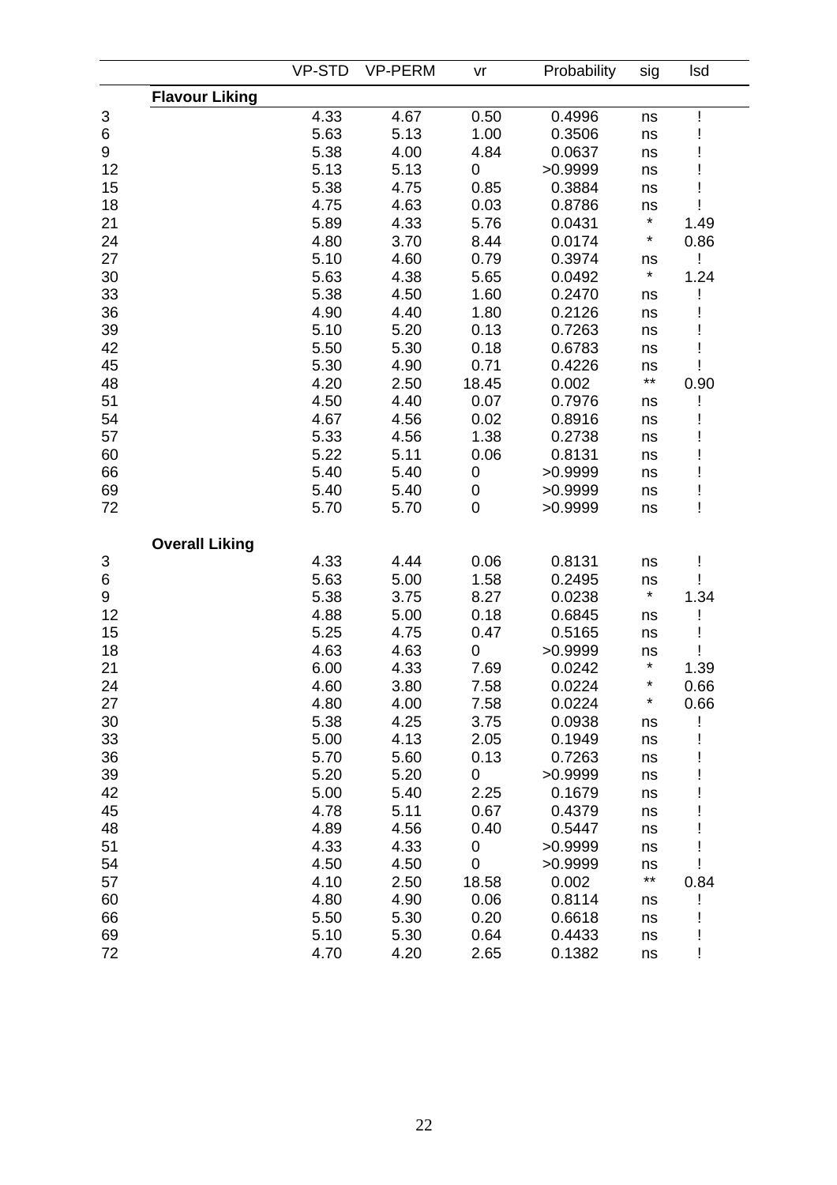| | | VP-STD | VP-PERM | vr | Probability | sig | lsd |
|---|---|---|---|---|---|---|---|
| | **Flavour Liking** | | | | | | |
| 3 | | 4.33 | 4.67 | 0.50 | 0.4996 | ns | ! |
| 6 | | 5.63 | 5.13 | 1.00 | 0.3506 | ns | ! |
| 9 | | 5.38 | 4.00 | 4.84 | 0.0637 | ns | ! |
| 12 | | 5.13 | 5.13 | 0 | >0.9999 | ns | ! |
| 15 | | 5.38 | 4.75 | 0.85 | 0.3884 | ns | ! |
| 18 | | 4.75 | 4.63 | 0.03 | 0.8786 | ns | ! |
| 21 | | 5.89 | 4.33 | 5.76 | 0.0431 | * | 1.49 |
| 24 | | 4.80 | 3.70 | 8.44 | 0.0174 | * | 0.86 |
| 27 | | 5.10 | 4.60 | 0.79 | 0.3974 | ns | ! |
| 30 | | 5.63 | 4.38 | 5.65 | 0.0492 | * | 1.24 |
| 33 | | 5.38 | 4.50 | 1.60 | 0.2470 | ns | ! |
| 36 | | 4.90 | 4.40 | 1.80 | 0.2126 | ns | ! |
| 39 | | 5.10 | 5.20 | 0.13 | 0.7263 | ns | ! |
| 42 | | 5.50 | 5.30 | 0.18 | 0.6783 | ns | ! |
| 45 | | 5.30 | 4.90 | 0.71 | 0.4226 | ns | ! |
| 48 | | 4.20 | 2.50 | 18.45 | 0.002 | ** | 0.90 |
| 51 | | 4.50 | 4.40 | 0.07 | 0.7976 | ns | ! |
| 54 | | 4.67 | 4.56 | 0.02 | 0.8916 | ns | ! |
| 57 | | 5.33 | 4.56 | 1.38 | 0.2738 | ns | ! |
| 60 | | 5.22 | 5.11 | 0.06 | 0.8131 | ns | ! |
| 66 | | 5.40 | 5.40 | 0 | >0.9999 | ns | ! |
| 69 | | 5.40 | 5.40 | 0 | >0.9999 | ns | ! |
| 72 | | 5.70 | 5.70 | 0 | >0.9999 | ns | ! |
| | **Overall Liking** | | | | | | |
| 3 | | 4.33 | 4.44 | 0.06 | 0.8131 | ns | ! |
| 6 | | 5.63 | 5.00 | 1.58 | 0.2495 | ns | ! |
| 9 | | 5.38 | 3.75 | 8.27 | 0.0238 | * | 1.34 |
| 12 | | 4.88 | 5.00 | 0.18 | 0.6845 | ns | ! |
| 15 | | 5.25 | 4.75 | 0.47 | 0.5165 | ns | ! |
| 18 | | 4.63 | 4.63 | 0 | >0.9999 | ns | ! |
| 21 | | 6.00 | 4.33 | 7.69 | 0.0242 | * | 1.39 |
| 24 | | 4.60 | 3.80 | 7.58 | 0.0224 | * | 0.66 |
| 27 | | 4.80 | 4.00 | 7.58 | 0.0224 | * | 0.66 |
| 30 | | 5.38 | 4.25 | 3.75 | 0.0938 | ns | ! |
| 33 | | 5.00 | 4.13 | 2.05 | 0.1949 | ns | ! |
| 36 | | 5.70 | 5.60 | 0.13 | 0.7263 | ns | ! |
| 39 | | 5.20 | 5.20 | 0 | >0.9999 | ns | ! |
| 42 | | 5.00 | 5.40 | 2.25 | 0.1679 | ns | ! |
| 45 | | 4.78 | 5.11 | 0.67 | 0.4379 | ns | ! |
| 48 | | 4.89 | 4.56 | 0.40 | 0.5447 | ns | ! |
| 51 | | 4.33 | 4.33 | 0 | >0.9999 | ns | ! |
| 54 | | 4.50 | 4.50 | 0 | >0.9999 | ns | ! |
| 57 | | 4.10 | 2.50 | 18.58 | 0.002 | ** | 0.84 |
| 60 | | 4.80 | 4.90 | 0.06 | 0.8114 | ns | ! |
| 66 | | 5.50 | 5.30 | 0.20 | 0.6618 | ns | ! |
| 69 | | 5.10 | 5.30 | 0.64 | 0.4433 | ns | ! |
| 72 | | 4.70 | 4.20 | 2.65 | 0.1382 | ns | ! |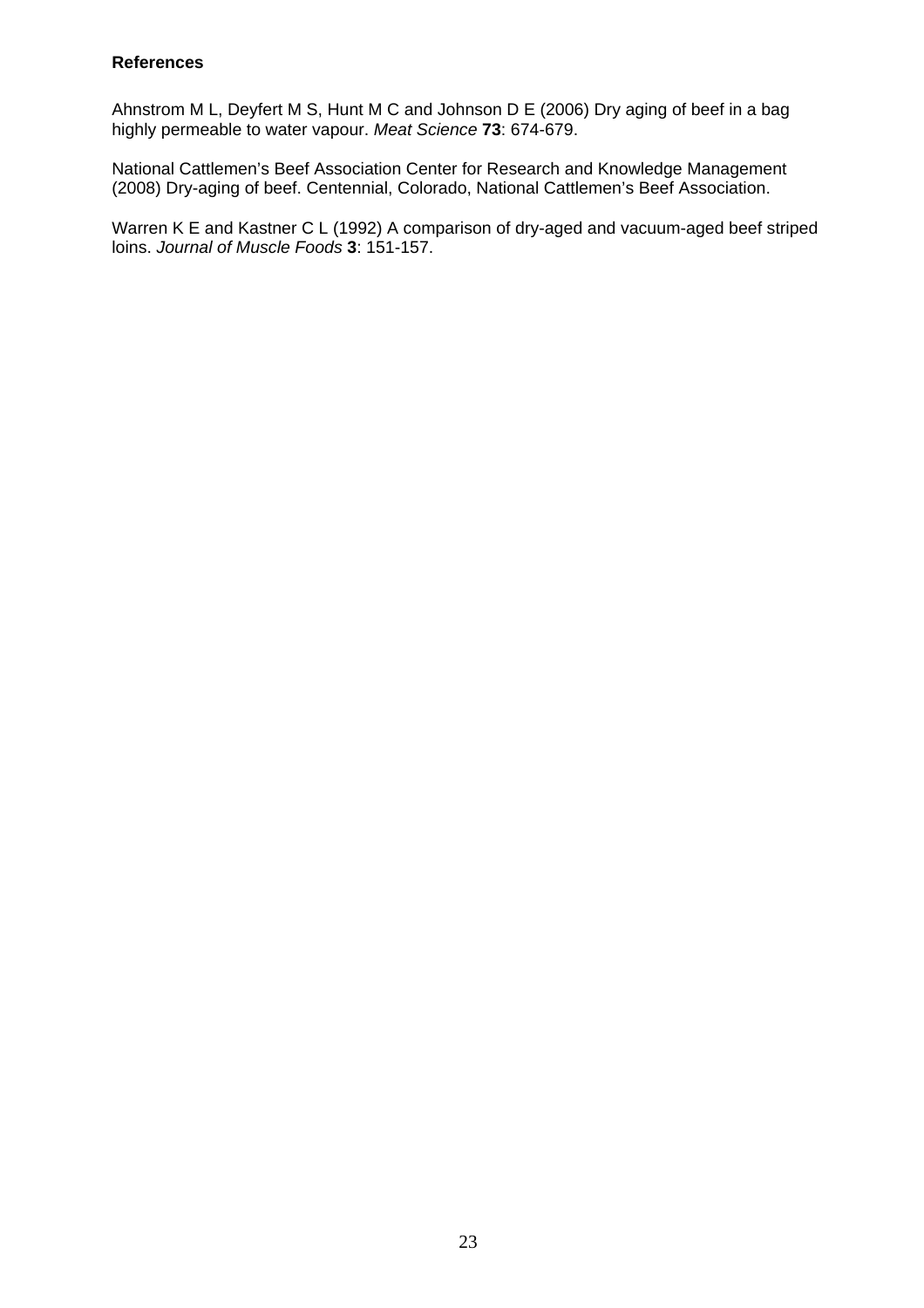**References**

Ahnstrom M L, Deyfert M S, Hunt M C and Johnson D E (2006) Dry aging of beef in a bag highly permeable to water vapour. *Meat Science* **73**: 674-679.

National Cattlemen's Beef Association Center for Research and Knowledge Management (2008) Dry-aging of beef. Centennial, Colorado, National Cattlemen's Beef Association.

Warren K E and Kastner C L (1992) A comparison of dry-aged and vacuum-aged beef striped loins. *Journal of Muscle Foods* **3**: 151-157.